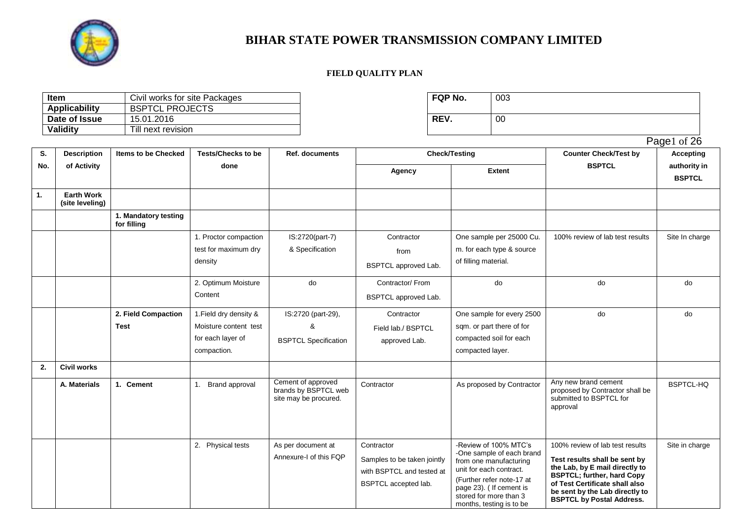# BIHAR STATE POWER TRANSMISSION COMPANY LIMITED

## FIELD QUALITY PLAN

| Item | Civil works for site Packages |
|---|---|
| Applicability | BSPTCL PROJECTS |
| Date of Issue | 15.01.2016 |
| Validity | Till next revision |

| FQP No. | 003 |
|---|---|
| REV. | 00 |

| S. No. | Description of Activity | Items to be Checked | Tests/Checks to be done | Ref. documents | Check/Testing | | Counter Check/Test by BSPTCL | Accepting authority in BSPTCL |
|---|---|---|---|---|---|---|---|---|
| | | | | | Agency | Extent | | |
| 1. | **Earth Work (site leveling)** | | | | | | | |
| | | **1. Mandatory testing for filling** | | | | | | |
| | | | 1. Proctor compaction test for maximum dry density | IS:2720(part-7) & Specification | Contractor from BSPTCL approved Lab. | One sample per 25000 Cu. m. for each type & source of filling material. | 100% review of lab test results | Site In charge |
| | | | 2. Optimum Moisture Content | do | Contractor/ From BSPTCL approved Lab. | do | do | do |
| | | **2. Field Compaction Test** | 1.Field dry density & Moisture content test for each layer of compaction. | IS:2720 (part-29), & BSPTCL Specification | Contractor Field lab./ BSPTCL approved Lab. | One sample for every 2500 sqm. or part there of for compacted soil for each compacted layer. | do | do |
| 2. | **Civil works** | | | | | | | |
| | **A. Materials** | **1. Cement** | 1. Brand approval | Cement of approved brands by BSPTCL web site may be procured. | Contractor | As proposed by Contractor | Any new brand cement proposed by Contractor shall be submitted to BSPTCL for approval | BSPTCL-HQ |
| | | | 2. Physical tests | As per document at Annexure-I of this FQP | Contractor Samples to be taken jointly with BSPTCL and tested at BSPTCL accepted lab. | -Review of 100% MTC's -One sample of each brand from one manufacturing unit for each contract. (Further refer note-17 at page 23). ( If cement is stored for more than 3 months, testing is to be | 100% review of lab test results **Test results shall be sent by the Lab, by E mail directly to BSPTCL; further, hard Copy of Test Certificate shall also be sent by the Lab directly to BSPTCL by Postal Address.** | Site in charge |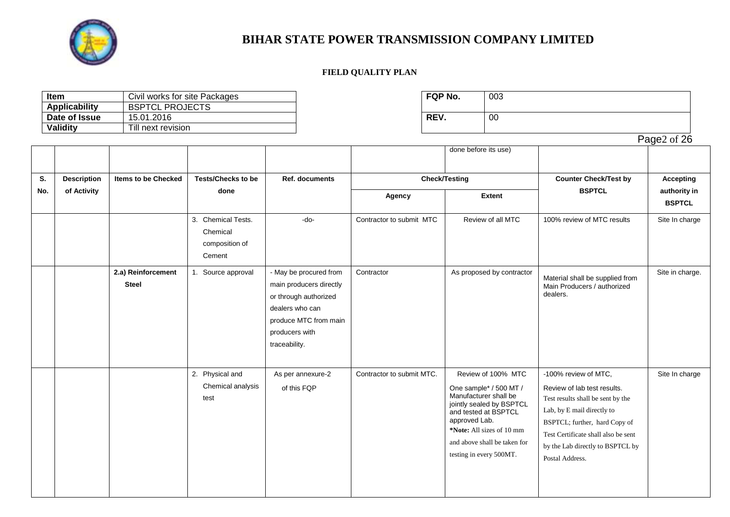# BIHAR STATE POWER TRANSMISSION COMPANY LIMITED

**FIELD QUALITY PLAN**

| **Item** | Civil works for site Packages |
|---|---|
| **Applicability** | BSPTCL PROJECTS |
| **Date of Issue** | 15.01.2016 |
| **Validity** | Till next revision |

| **FQP No.** | 003 |
|---|---|
| **REV.** | 00 |

| | | | | | | done before its use) | | |
|---|---|---|---|---|---|---|---|---|
| **S. No.** | **Description of Activity** | **Items to be Checked** | **Tests/Checks to be done** | **Ref. documents** | **Check/Testing** | | **Counter Check/Test by BSPTCL** | **Accepting authority in BSPTCL** |
| | | | | | **Agency** | **Extent** | | |
| | | | 3. Chemical Tests. Chemical composition of Cement | -do- | Contractor to submit MTC | Review of all MTC | 100% review of MTC results | Site In charge |
| | | **2.a) Reinforcement Steel** | 1. Source approval | - May be procured from main producers directly or through authorized dealers who can produce MTC from main producers with traceability. | Contractor | As proposed by contractor | Material shall be supplied from Main Producers / authorized dealers. | Site in charge. |
| | | | 2. Physical and Chemical analysis test | As per annexure-2 of this FQP | Contractor to submit MTC. | Review of 100% MTC<br>One sample* / 500 MT / Manufacturer shall be jointly sealed by BSPTCL and tested at BSPTCL approved Lab.<br>***Note:** All sizes of 10 mm and above shall be taken for testing in every 500MT. | -100% review of MTC,<br>Review of lab test results.<br>Test results shall be sent by the Lab, by E mail directly to BSPTCL; further, hard Copy of Test Certificate shall also be sent by the Lab directly to BSPTCL by Postal Address. | Site In charge |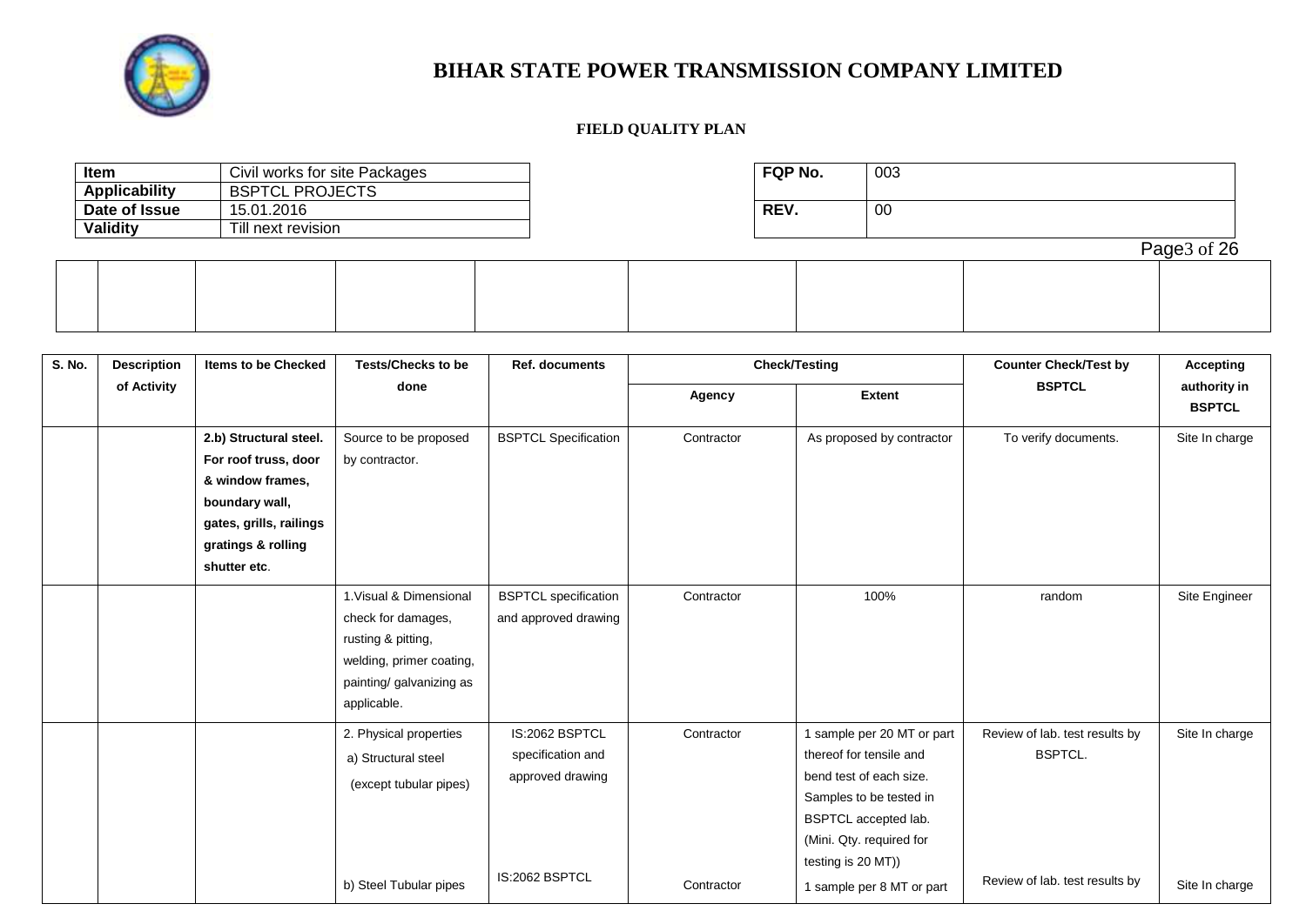# BIHAR STATE POWER TRANSMISSION COMPANY LIMITED

**FIELD QUALITY PLAN**

| Item | Civil works for site Packages |
|---|---|
| Applicability | BSPTCL PROJECTS |
| Date of Issue | 15.01.2016 |
| Validity | Till next revision |

| FQP No. | 003 |
|---|---|
| REV. | 00 |

| S. No. | Description of Activity | Items to be Checked | Tests/Checks to be done | Ref. documents | Check/Testing | | Counter Check/Test by BSPTCL | Accepting authority in BSPTCL |
|---|---|---|---|---|---|---|---|---|
| | | | | | Agency | Extent | | |
| | | **2.b) Structural steel. For roof truss, door & window frames, boundary wall, gates, grills, railings gratings & rolling shutter etc**. | Source to be proposed by contractor. | BSPTCL Specification | Contractor | As proposed by contractor | To verify documents. | Site In charge |
| | | | 1.Visual & Dimensional check for damages, rusting & pitting, welding, primer coating, painting/ galvanizing as applicable. | BSPTCL specification and approved drawing | Contractor | 100% | random | Site Engineer |
| | | | 2. Physical properties a) Structural steel (except tubular pipes) | IS:2062 BSPTCL specification and approved drawing | Contractor | 1 sample per 20 MT or part thereof for tensile and bend test of each size. Samples to be tested in BSPTCL accepted lab. (Mini. Qty. required for testing is 20 MT)) | Review of lab. test results by BSPTCL. | Site In charge |
| | | | b) Steel Tubular pipes | IS:2062 BSPTCL | Contractor | 1 sample per 8 MT or part | Review of lab. test results by | Site In charge |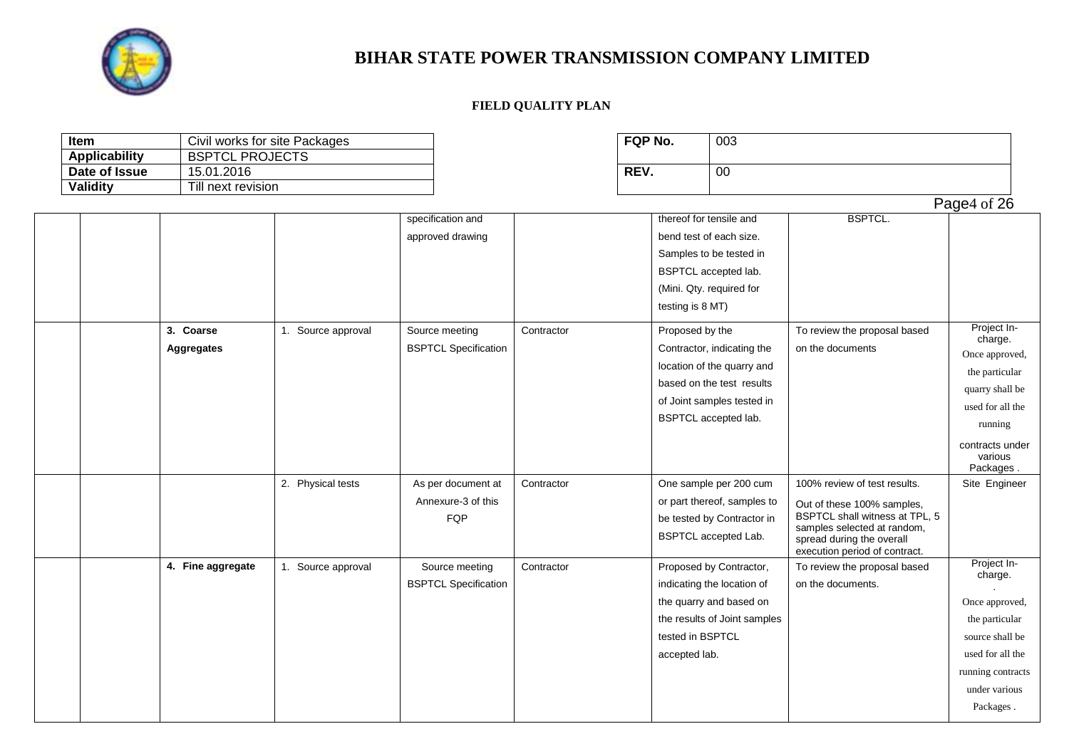# BIHAR STATE POWER TRANSMISSION COMPANY LIMITED

**FIELD QUALITY PLAN**

| Item | Civil works for site Packages |
|---|---|
| Applicability | BSPTCL PROJECTS |
| Date of Issue | 15.01.2016 |
| Validity | Till next revision |

| FQP No. | 003 |
|---|---|
| REV. | 00 |

| | | | | | | | | |
|---|---|---|---|---|---|---|---|---|
| | | | | specification and approved drawing | | thereof for tensile and bend test of each size. Samples to be tested in BSPTCL accepted lab. (Mini. Qty. required for testing is 8 MT) | BSPTCL. | |
| | | **3. Coarse Aggregates** | 1. Source approval | Source meeting BSPTCL Specification | Contractor | Proposed by the Contractor, indicating the location of the quarry and based on the test results of Joint samples tested in BSPTCL accepted lab. | To review the proposal based on the documents | Project In-charge. Once approved, the particular quarry shall be used for all the running contracts under various Packages . |
| | | | 2. Physical tests | As per document at Annexure-3 of this FQP | Contractor | One sample per 200 cum or part thereof, samples to be tested by Contractor in BSPTCL accepted Lab. | 100% review of test results. Out of these 100% samples, BSPTCL shall witness at TPL, 5 samples selected at random, spread during the overall execution period of contract. | Site Engineer |
| | | **4. Fine aggregate** | 1. Source approval | Source meeting BSPTCL Specification | Contractor | Proposed by Contractor, indicating the location of the quarry and based on the results of Joint samples tested in BSPTCL accepted lab. | To review the proposal based on the documents. | Project In-charge. . Once approved, the particular source shall be used for all the running contracts under various Packages . |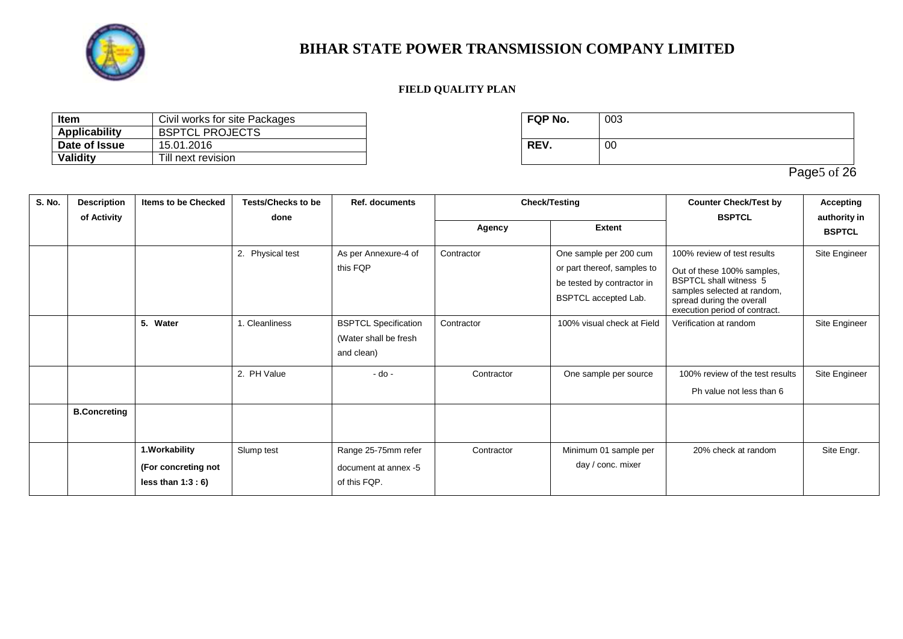# BIHAR STATE POWER TRANSMISSION COMPANY LIMITED

**FIELD QUALITY PLAN**

| Item | Civil works for site Packages |
|---|---|
| Applicability | BSPTCL PROJECTS |
| Date of Issue | 15.01.2016 |
| Validity | Till next revision |

| FQP No. | 003 |
|---|---|
| REV. | 00 |

| S. No. | Description of Activity | Items to be Checked | Tests/Checks to be done | Ref. documents | Check/Testing | | Counter Check/Test by BSPTCL | Accepting authority in BSPTCL |
|---|---|---|---|---|---|---|---|---|
| | | | | | Agency | Extent | | |
| | | | 2. Physical test | As per Annexure-4 of this FQP | Contractor | One sample per 200 cum or part thereof, samples to be tested by contractor in BSPTCL accepted Lab. | 100% review of test results Out of these 100% samples, BSPTCL shall witness 5 samples selected at random, spread during the overall execution period of contract. | Site Engineer |
| | | **5. Water** | 1. Cleanliness | BSPTCL Specification (Water shall be fresh and clean) | Contractor | 100% visual check at Field | Verification at random | Site Engineer |
| | | | 2. PH Value | - do - | Contractor | One sample per source | 100% review of the test results Ph value not less than 6 | Site Engineer |
| | **B.Concreting** | | | | | | | |
| | | **1.Workability (For concreting not less than 1:3 : 6)** | Slump test | Range 25-75mm refer document at annex -5 of this FQP. | Contractor | Minimum 01 sample per day / conc. mixer | 20% check at random | Site Engr. |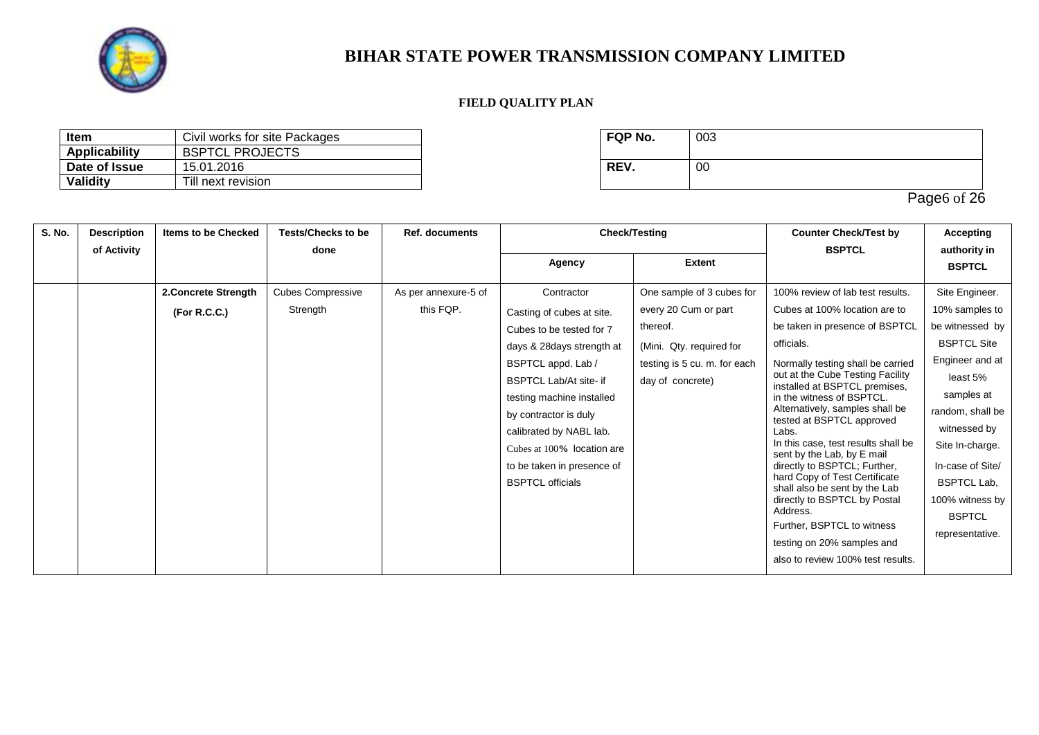# BIHAR STATE POWER TRANSMISSION COMPANY LIMITED

**FIELD QUALITY PLAN**

| Item | Civil works for site Packages |
|---|---|
| Applicability | BSPTCL PROJECTS |
| Date of Issue | 15.01.2016 |
| Validity | Till next revision |

| FQP No. | 003 |
|---|---|
| REV. | 00 |

| S. No. | Description of Activity | Items to be Checked | Tests/Checks to be done | Ref. documents | Check/Testing | | Counter Check/Test by BSPTCL | Accepting authority in BSPTCL |
|---|---|---|---|---|---|---|---|---|
| | | | | | Agency | Extent | | |
| | | **2.Concrete Strength (For R.C.C.)** | Cubes Compressive Strength | As per annexure-5 of this FQP. | Contractor Casting of cubes at site. Cubes to be tested for 7 days & 28days strength at BSPTCL appd. Lab / BSPTCL Lab/At site- if testing machine installed by contractor is duly calibrated by NABL lab. Cubes at 100% location are to be taken in presence of BSPTCL officials | One sample of 3 cubes for every 20 Cum or part thereof. (Mini. Qty. required for testing is 5 cu. m. for each day of concrete) | 100% review of lab test results. Cubes at 100% location are to be taken in presence of BSPTCL officials. Normally testing shall be carried out at the Cube Testing Facility installed at BSPTCL premises, in the witness of BSPTCL. Alternatively, samples shall be tested at BSPTCL approved Labs. In this case, test results shall be sent by the Lab, by E mail directly to BSPTCL; Further, hard Copy of Test Certificate shall also be sent by the Lab directly to BSPTCL by Postal Address. Further, BSPTCL to witness testing on 20% samples and also to review 100% test results. | Site Engineer. 10% samples to be witnessed by BSPTCL Site Engineer and at least 5% samples at random, shall be witnessed by Site In-charge. In-case of Site/ BSPTCL Lab, 100% witness by BSPTCL representative. |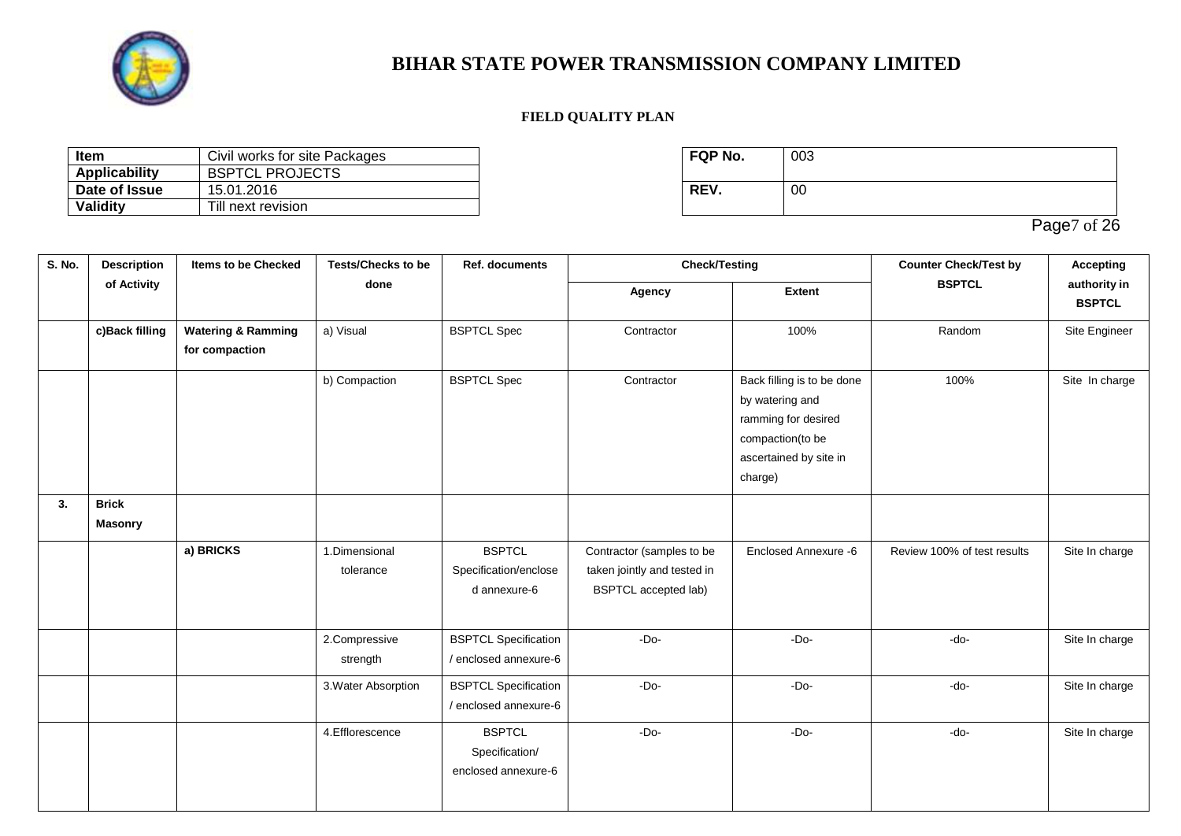# BIHAR STATE POWER TRANSMISSION COMPANY LIMITED

**FIELD QUALITY PLAN**

| Item | Civil works for site Packages |
|---|---|
| **Applicability** | BSPTCL PROJECTS |
| **Date of Issue** | 15.01.2016 |
| **Validity** | Till next revision |

| FQP No. | 003 |
|---|---|
| **REV.** | 00 |

| S. No. | Description of Activity | Items to be Checked | Tests/Checks to be done | Ref. documents | Check/Testing | | Counter Check/Test by BSPTCL | Accepting authority in BSPTCL |
|---|---|---|---|---|---|---|---|---|
| | | | | | Agency | Extent | | |
| | **c)Back filling** | **Watering & Ramming for compaction** | a) Visual | BSPTCL Spec | Contractor | 100% | Random | Site Engineer |
| | | | b) Compaction | BSPTCL Spec | Contractor | Back filling is to be done by watering and ramming for desired compaction(to be ascertained by site in charge) | 100% | Site In charge |
| **3.** | **Brick Masonry** | | | | | | | |
| | | **a) BRICKS** | 1.Dimensional tolerance | BSPTCL Specification/enclosed annexure-6 | Contractor (samples to be taken jointly and tested in BSPTCL accepted lab) | Enclosed Annexure -6 | Review 100% of test results | Site In charge |
| | | | 2.Compressive strength | BSPTCL Specification / enclosed annexure-6 | -Do- | -Do- | -do- | Site In charge |
| | | | 3.Water Absorption | BSPTCL Specification / enclosed annexure-6 | -Do- | -Do- | -do- | Site In charge |
| | | | 4.Efflorescence | BSPTCL Specification/ enclosed annexure-6 | -Do- | -Do- | -do- | Site In charge |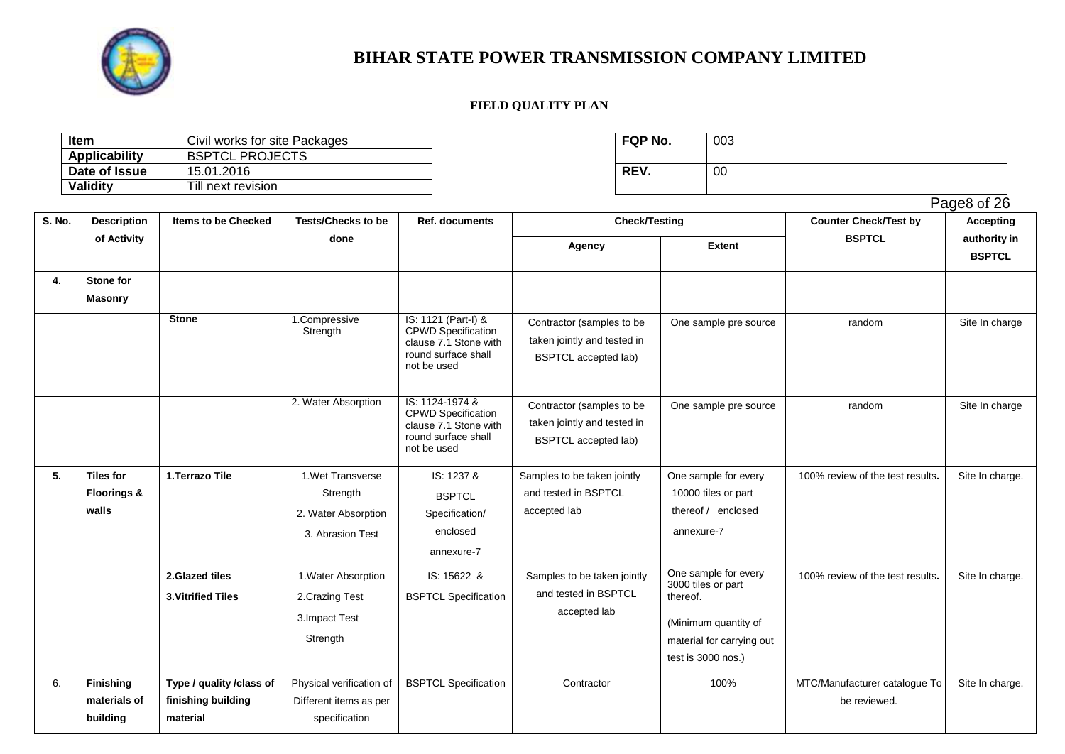# BIHAR STATE POWER TRANSMISSION COMPANY LIMITED

## FIELD QUALITY PLAN

| Item | Civil works for site Packages |
|---|---|
| Applicability | BSPTCL PROJECTS |
| Date of Issue | 15.01.2016 |
| Validity | Till next revision |

| FQP No. | 003 |
|---|---|
| REV. | 00 |

| S. No. | Description of Activity | Items to be Checked | Tests/Checks to be done | Ref. documents | Check/Testing | | Counter Check/Test by BSPTCL | Accepting authority in BSPTCL |
|---|---|---|---|---|---|---|---|---|
| | | | | | Agency | Extent | | |
| 4. | Stone for Masonry | | | | | | | |
| | | Stone | 1.Compressive Strength | IS: 1121 (Part-I) & CPWD Specification clause 7.1 Stone with round surface shall not be used | Contractor (samples to be taken jointly and tested in BSPTCL accepted lab) | One sample pre source | random | Site In charge |
| | | | 2. Water Absorption | IS: 1124-1974 & CPWD Specification clause 7.1 Stone with round surface shall not be used | Contractor (samples to be taken jointly and tested in BSPTCL accepted lab) | One sample pre source | random | Site In charge |
| 5. | Tiles for Floorings & walls | 1.Terrazo Tile | 1.Wet Transverse Strength 2. Water Absorption 3. Abrasion Test | IS: 1237 & BSPTCL Specification/ enclosed annexure-7 | Samples to be taken jointly and tested in BSPTCL accepted lab | One sample for every 10000 tiles or part thereof / enclosed annexure-7 | 100% review of the test results. | Site In charge. |
| | | 2.Glazed tiles 3.Vitrified Tiles | 1.Water Absorption 2.Crazing Test 3.Impact Test Strength | IS: 15622 & BSPTCL Specification | Samples to be taken jointly and tested in BSPTCL accepted lab | One sample for every 3000 tiles or part thereof. (Minimum quantity of material for carrying out test is 3000 nos.) | 100% review of the test results. | Site In charge. |
| 6. | Finishing materials of building | Type / quality /class of finishing building material | Physical verification of Different items as per specification | BSPTCL Specification | Contractor | 100% | MTC/Manufacturer catalogue To be reviewed. | Site In charge. |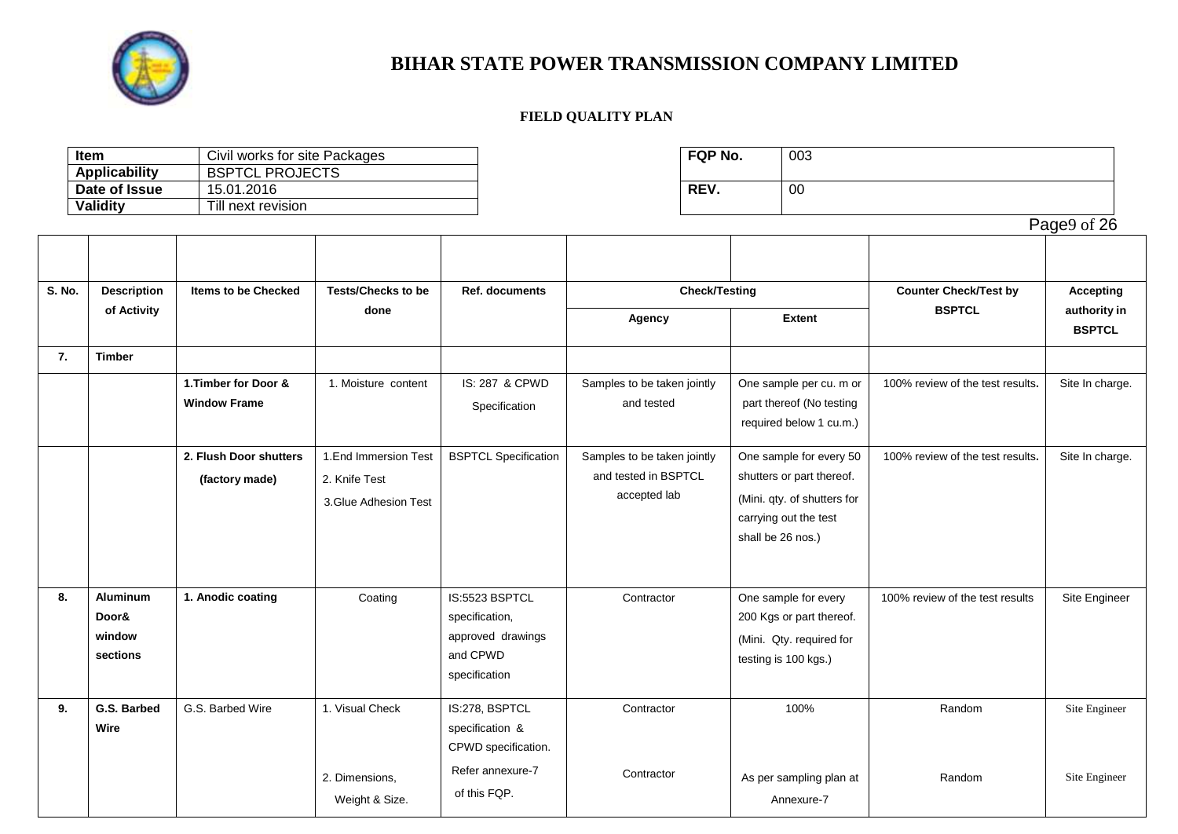# BIHAR STATE POWER TRANSMISSION COMPANY LIMITED

**FIELD QUALITY PLAN**

| **Item** | Civil works for site Packages |
|---|---|
| **Applicability** | BSPTCL PROJECTS |
| **Date of Issue** | 15.01.2016 |
| **Validity** | Till next revision |

| **FQP No.** | 003 |
|---|---|
| **REV.** | 00 |

| S. No. | Description of Activity | Items to be Checked | Tests/Checks to be done | Ref. documents | Check/Testing | | Counter Check/Test by BSPTCL | Accepting authority in BSPTCL |
|---|---|---|---|---|---|---|---|---|
| | | | | | Agency | Extent | | |
| **7.** | **Timber** | | | | | | | |
| | | **1.Timber for Door & Window Frame** | 1. Moisture content | IS: 287 & CPWD Specification | Samples to be taken jointly and tested | One sample per cu. m or part thereof (No testing required below 1 cu.m.) | 100% review of the test results**.** | Site In charge. |
| | | **2. Flush Door shutters (factory made)** | 1.End Immersion Test<br>2. Knife Test<br>3.Glue Adhesion Test | BSPTCL Specification | Samples to be taken jointly and tested in BSPTCL accepted lab | One sample for every 50 shutters or part thereof. (Mini. qty. of shutters for carrying out the test shall be 26 nos.) | 100% review of the test results**.** | Site In charge. |
| **8.** | **Aluminum Door& window sections** | **1. Anodic coating** | Coating | IS:5523 BSPTCL specification, approved drawings and CPWD specification | Contractor | One sample for every 200 Kgs or part thereof. (Mini. Qty. required for testing is 100 kgs.) | 100% review of the test results | Site Engineer |
| **9.** | **G.S. Barbed Wire** | G.S. Barbed Wire | 1. Visual Check | IS:278, BSPTCL specification & CPWD specification. | Contractor | 100% | Random | Site Engineer |
| | | | 2. Dimensions, Weight & Size. | Refer annexure-7 of this FQP. | Contractor | As per sampling plan at Annexure-7 | Random | Site Engineer |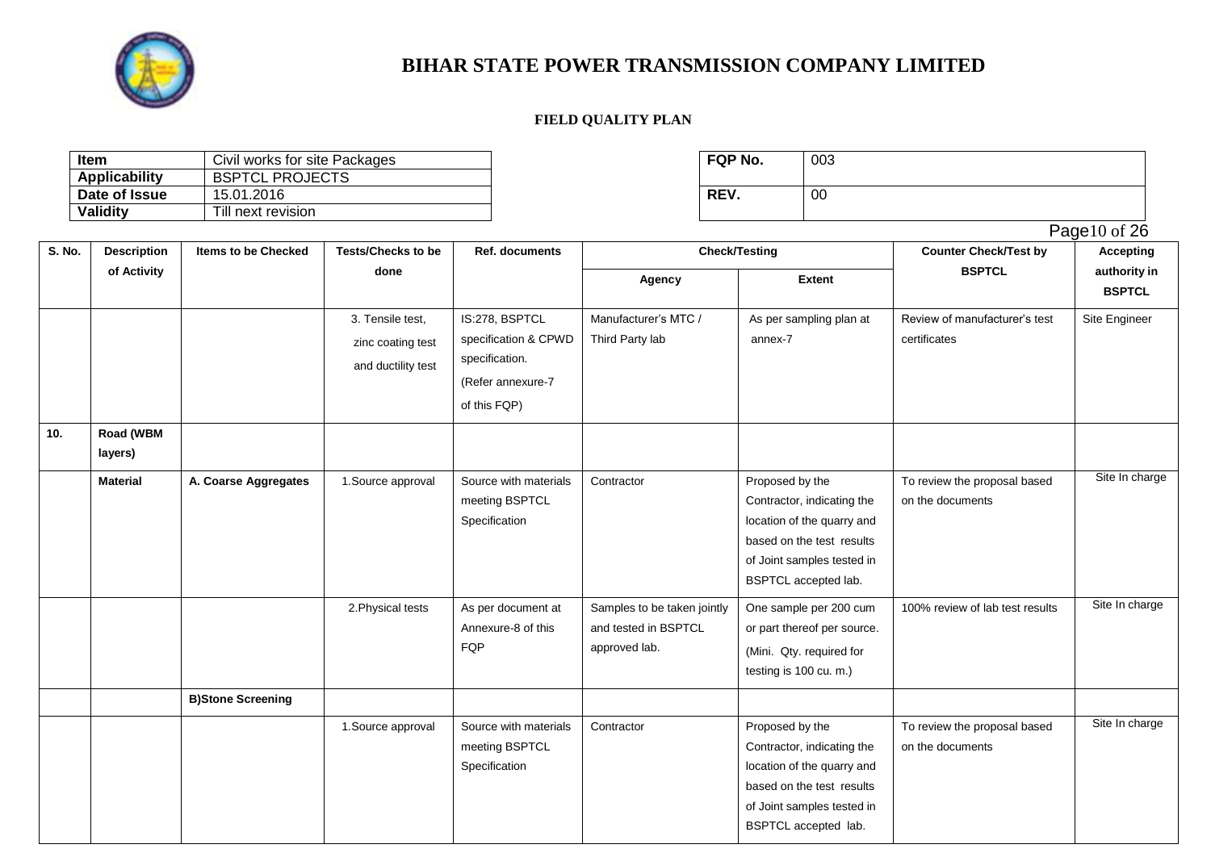# BIHAR STATE POWER TRANSMISSION COMPANY LIMITED

**FIELD QUALITY PLAN**

| **Item** | Civil works for site Packages |
|---|---|
| **Applicability** | BSPTCL PROJECTS |
| **Date of Issue** | 15.01.2016 |
| **Validity** | Till next revision |

| **FQP No.** | 003 |
|---|---|
| **REV.** | 00 |

| S. No. | Description of Activity | Items to be Checked | Tests/Checks to be done | Ref. documents | Check/Testing | | Counter Check/Test by BSPTCL | Accepting authority in BSPTCL |
|---|---|---|---|---|---|---|---|---|
| | | | | | Agency | Extent | | |
| | | | 3. Tensile test, zinc coating test and ductility test | IS:278, BSPTCL specification & CPWD specification. (Refer annexure-7 of this FQP) | Manufacturer's MTC / Third Party lab | As per sampling plan at annex-7 | Review of manufacturer's test certificates | Site Engineer |
| **10.** | **Road (WBM layers)** | | | | | | | |
| | **Material** | **A. Coarse Aggregates** | 1.Source approval | Source with materials meeting BSPTCL Specification | Contractor | Proposed by the Contractor, indicating the location of the quarry and based on the test results of Joint samples tested in BSPTCL accepted lab. | To review the proposal based on the documents | Site In charge |
| | | | 2.Physical tests | As per document at Annexure-8 of this FQP | Samples to be taken jointly and tested in BSPTCL approved lab. | One sample per 200 cum or part thereof per source. (Mini. Qty. required for testing is 100 cu. m.) | 100% review of lab test results | Site In charge |
| | | **B)Stone Screening** | | | | | | |
| | | | 1.Source approval | Source with materials meeting BSPTCL Specification | Contractor | Proposed by the Contractor, indicating the location of the quarry and based on the test results of Joint samples tested in BSPTCL accepted lab. | To review the proposal based on the documents | Site In charge |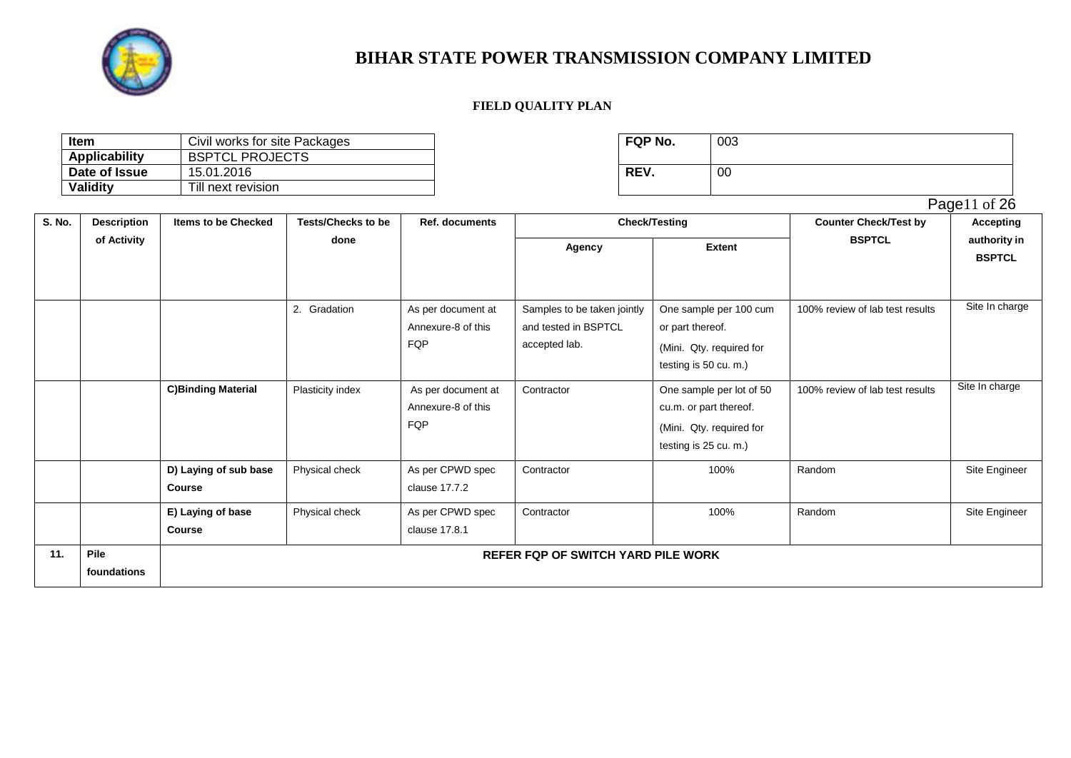# BIHAR STATE POWER TRANSMISSION COMPANY LIMITED

**FIELD QUALITY PLAN**

| **Item** | Civil works for site Packages |
|---|---|
| **Applicability** | BSPTCL PROJECTS |
| **Date of Issue** | 15.01.2016 |
| **Validity** | Till next revision |

| **FQP No.** | 003 |
|---|---|
| **REV.** | 00 |

| S. No. | Description of Activity | Items to be Checked | Tests/Checks to be done | Ref. documents | Check/Testing | | Counter Check/Test by BSPTCL | Accepting authority in BSPTCL |
|---|---|---|---|---|---|---|---|---|
| | | | | | Agency | Extent | | |
| | | | 2. Gradation | As per document at Annexure-8 of this FQP | Samples to be taken jointly and tested in BSPTCL accepted lab. | One sample per 100 cum or part thereof. (Mini. Qty. required for testing is 50 cu. m.) | 100% review of lab test results | Site In charge |
| | | **C)Binding Material** | Plasticity index | As per document at Annexure-8 of this FQP | Contractor | One sample per lot of 50 cu.m. or part thereof. (Mini. Qty. required for testing is 25 cu. m.) | 100% review of lab test results | Site In charge |
| | | **D) Laying of sub base Course** | Physical check | As per CPWD spec clause 17.7.2 | Contractor | 100% | Random | Site Engineer |
| | | **E) Laying of base Course** | Physical check | As per CPWD spec clause 17.8.1 | Contractor | 100% | Random | Site Engineer |
| **11.** | **Pile foundations** | **REFER FQP OF SWITCH YARD PILE WORK** | | | | | | |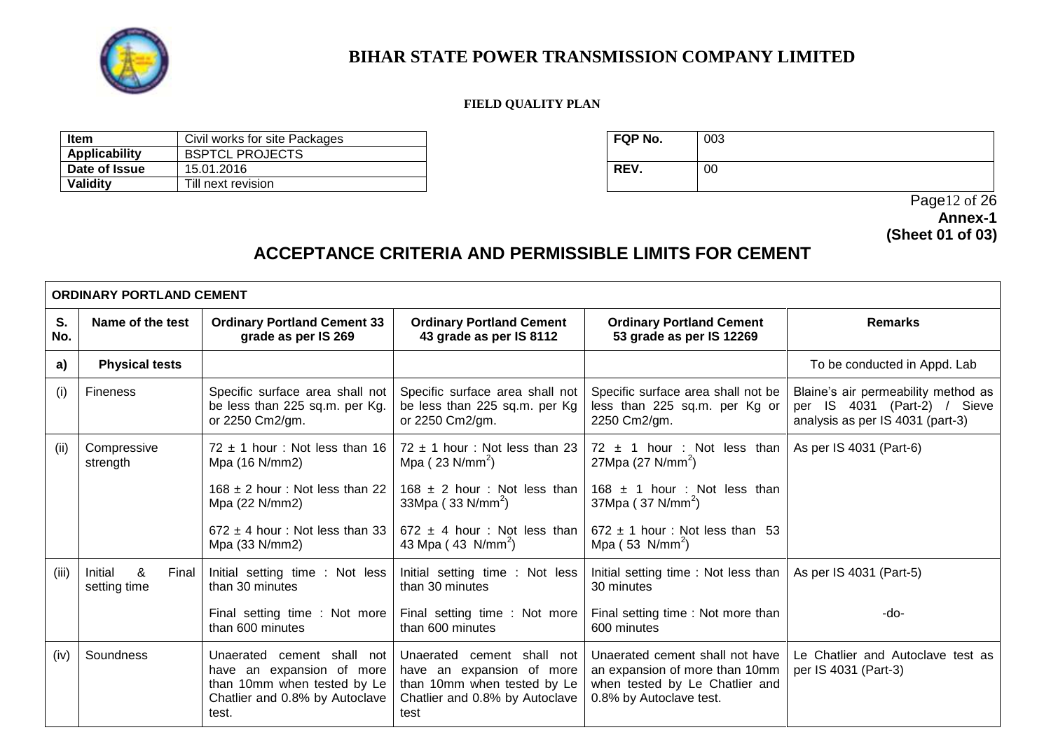# BIHAR STATE POWER TRANSMISSION COMPANY LIMITED

**FIELD QUALITY PLAN**

| **Item** | Civil works for site Packages |
|---|---|
| **Applicability** | BSPTCL PROJECTS |
| **Date of Issue** | 15.01.2016 |
| **Validity** | Till next revision |

| **FQP No.** | 003 |
|---|---|
| **REV.** | 00 |

**Annex-1**
**(Sheet 01 of 03)**

## ACCEPTANCE CRITERIA AND PERMISSIBLE LIMITS FOR CEMENT

| **ORDINARY PORTLAND CEMENT** | | | | | |
|---|---|---|---|---|---|
| **S. No.** | **Name of the test** | **Ordinary Portland Cement 33 grade as per IS 269** | **Ordinary Portland Cement 43 grade as per IS 8112** | **Ordinary Portland Cement 53 grade as per IS 12269** | **Remarks** |
| **a)** | **Physical tests** | | | | To be conducted in Appd. Lab |
| (i) | Fineness | Specific surface area shall not be less than 225 sq.m. per Kg. or 2250 Cm2/gm. | Specific surface area shall not be less than 225 sq.m. per Kg or 2250 Cm2/gm. | Specific surface area shall not be less than 225 sq.m. per Kg or 2250 Cm2/gm. | Blaine's air permeability method as per IS 4031 (Part-2) / Sieve analysis as per IS 4031 (part-3) |
| (ii) | Compressive strength | 72 ± 1 hour : Not less than 16 Mpa (16 N/mm2)<br><br>168 ± 2 hour : Not less than 22 Mpa (22 N/mm2)<br><br>672 ± 4 hour : Not less than 33 Mpa (33 N/mm2) | 72 ± 1 hour : Not less than 23 Mpa ( 23 N/mm$^2$)<br><br>168 ± 2 hour : Not less than 33Mpa ( 33 N/mm$^2$)<br><br>672 ± 4 hour : Not less than 43 Mpa ( 43 N/mm$^2$) | 72 ± 1 hour : Not less than 27Mpa (27 N/mm$^2$)<br><br>168 ± 1 hour : Not less than 37Mpa ( 37 N/mm$^2$)<br><br>672 ± 1 hour : Not less than 53 Mpa ( 53 N/mm$^2$) | As per IS 4031 (Part-6) |
| (iii) | Initial & Final setting time | Initial setting time : Not less than 30 minutes<br><br>Final setting time : Not more than 600 minutes | Initial setting time : Not less than 30 minutes<br><br>Final setting time : Not more than 600 minutes | Initial setting time : Not less than 30 minutes<br><br>Final setting time : Not more than 600 minutes | As per IS 4031 (Part-5)<br><br>-do- |
| (iv) | Soundness | Unaerated cement shall not have an expansion of more than 10mm when tested by Le Chatlier and 0.8% by Autoclave test. | Unaerated cement shall not have an expansion of more than 10mm when tested by Le Chatlier and 0.8% by Autoclave test | Unaerated cement shall not have an expansion of more than 10mm when tested by Le Chatlier and 0.8% by Autoclave test. | Le Chatlier and Autoclave test as per IS 4031 (Part-3) |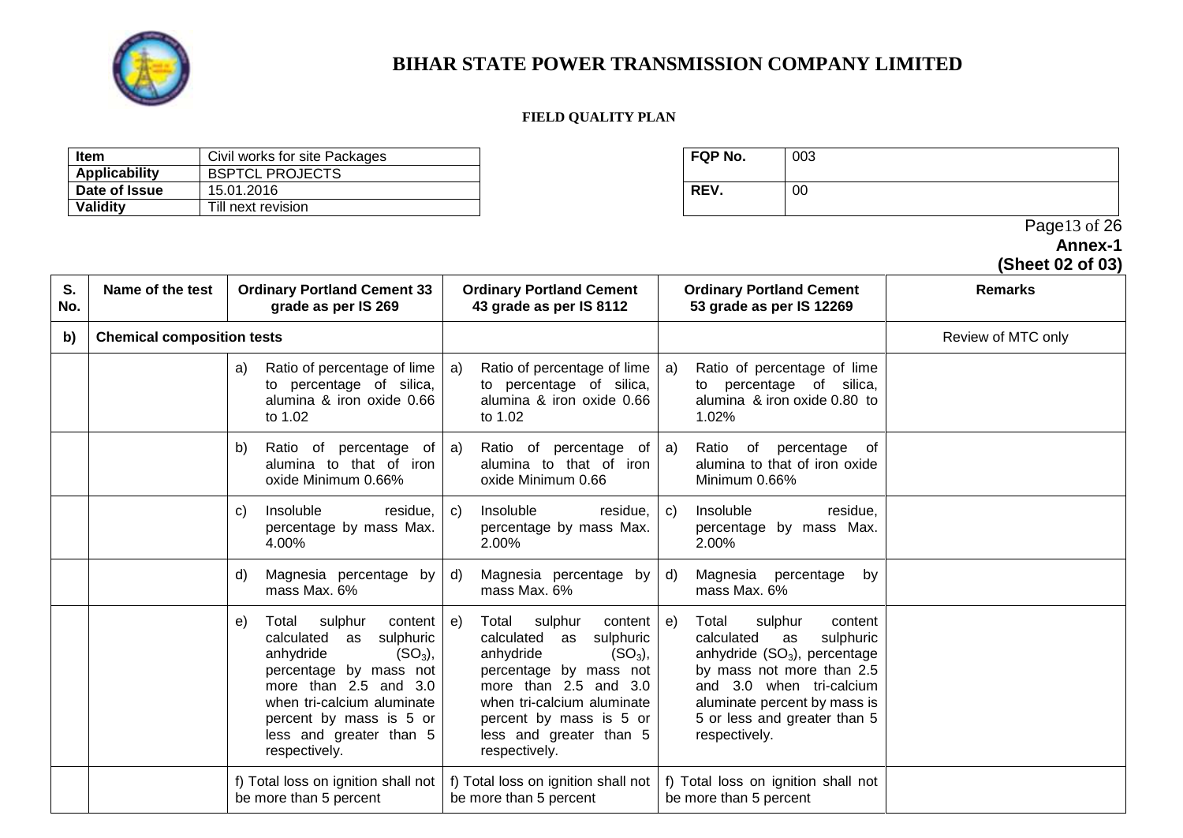# BIHAR STATE POWER TRANSMISSION COMPANY LIMITED

**FIELD QUALITY PLAN**

| **Item** | Civil works for site Packages |
|---|---|
| **Applicability** | BSPTCL PROJECTS |
| **Date of Issue** | 15.01.2016 |
| **Validity** | Till next revision |

| **FQP No.** | 003 |
|---|---|
| **REV.** | 00 |

**Annex-1**
**(Sheet 02 of 03)**

| S. No. | Name of the test | Ordinary Portland Cement 33 grade as per IS 269 | Ordinary Portland Cement 43 grade as per IS 8112 | Ordinary Portland Cement 53 grade as per IS 12269 | Remarks |
|---|---|---|---|---|---|
| **b)** | **Chemical composition tests** | | | | Review of MTC only |
| | | a) Ratio of percentage of lime to percentage of silica, alumina & iron oxide 0.66 to 1.02 | a) Ratio of percentage of lime to percentage of silica, alumina & iron oxide 0.66 to 1.02 | a) Ratio of percentage of lime to percentage of silica, alumina & iron oxide 0.80 to 1.02% | |
| | | b) Ratio of percentage of alumina to that of iron oxide Minimum 0.66% | a) Ratio of percentage of alumina to that of iron oxide Minimum 0.66 | a) Ratio of percentage of alumina to that of iron oxide Minimum 0.66% | |
| | | c) Insoluble residue, percentage by mass Max. 4.00% | c) Insoluble residue, percentage by mass Max. 2.00% | c) Insoluble residue, percentage by mass Max. 2.00% | |
| | | d) Magnesia percentage by mass Max. 6% | d) Magnesia percentage by mass Max. 6% | d) Magnesia percentage by mass Max. 6% | |
| | | e) Total sulphur content calculated as sulphuric anhydride ($SO_3$), percentage by mass not more than 2.5 and 3.0 when tri-calcium aluminate percent by mass is 5 or less and greater than 5 respectively. | e) Total sulphur content calculated as sulphuric anhydride ($SO_3$), percentage by mass not more than 2.5 and 3.0 when tri-calcium aluminate percent by mass is 5 or less and greater than 5 respectively. | e) Total sulphur content calculated as sulphuric anhydride ($SO_3$), percentage by mass not more than 2.5 and 3.0 when tri-calcium aluminate percent by mass is 5 or less and greater than 5 respectively. | |
| | | f) Total loss on ignition shall not be more than 5 percent | f) Total loss on ignition shall not be more than 5 percent | f) Total loss on ignition shall not be more than 5 percent | |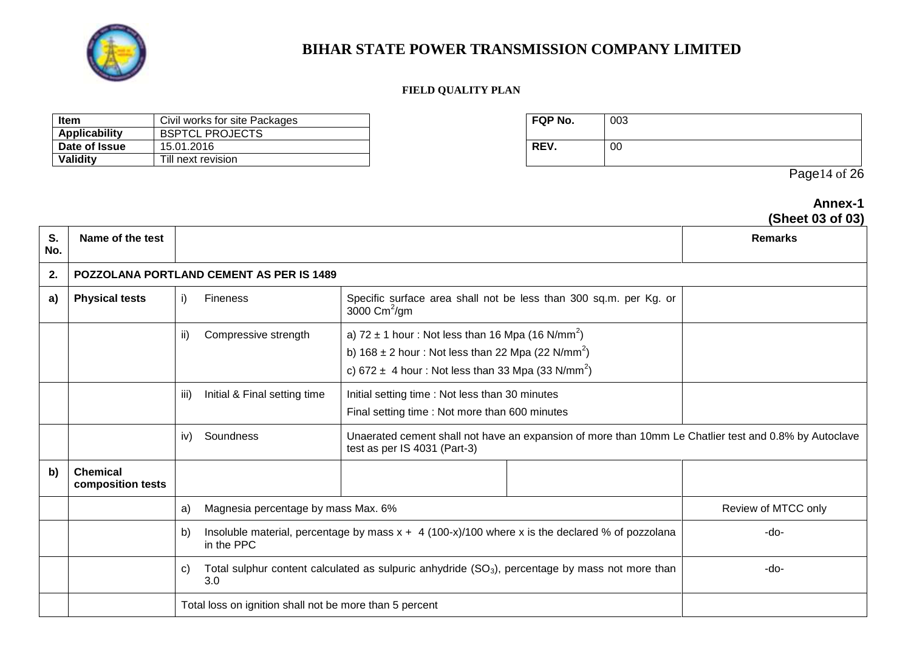# BIHAR STATE POWER TRANSMISSION COMPANY LIMITED

**FIELD QUALITY PLAN**

| Item | Civil works for site Packages |
|---|---|
| Applicability | BSPTCL PROJECTS |
| Date of Issue | 15.01.2016 |
| Validity | Till next revision |

| FQP No. | 003 |
|---|---|
| REV. | 00 |

**Annex-1**
**(Sheet 03 of 03)**

| S. No. | Name of the test | | | | Remarks |
|---|---|---|---|---|---|
| **2.** | **POZZOLANA PORTLAND CEMENT AS PER IS 1489** | | | | |
| **a)** | **Physical tests** | i) Fineness | Specific surface area shall not be less than 300 sq.m. per Kg. or 3000 $Cm^2$/gm | | |
| | | ii) Compressive strength | a) 72 ± 1 hour : Not less than 16 Mpa (16 $N/mm^2$)<br>b) 168 ± 2 hour : Not less than 22 Mpa (22 $N/mm^2$)<br>c) 672 ± 4 hour : Not less than 33 Mpa (33 $N/mm^2$) | | |
| | | iii) Initial & Final setting time | Initial setting time : Not less than 30 minutes<br>Final setting time : Not more than 600 minutes | | |
| | | iv) Soundness | Unaerated cement shall not have an expansion of more than 10mm Le Chatlier test and 0.8% by Autoclave test as per IS 4031 (Part-3) | | |
| **b)** | **Chemical composition tests** | | | | |
| | | a) Magnesia percentage by mass Max. 6% | | | Review of MTCC only |
| | | b) Insoluble material, percentage by mass x + 4 (100-x)/100 where x is the declared % of pozzolana in the PPC | | | -do- |
| | | c) Total sulphur content calculated as sulpuric anhydride ($SO_3$), percentage by mass not more than 3.0 | | | -do- |
| | | Total loss on ignition shall not be more than 5 percent | | | |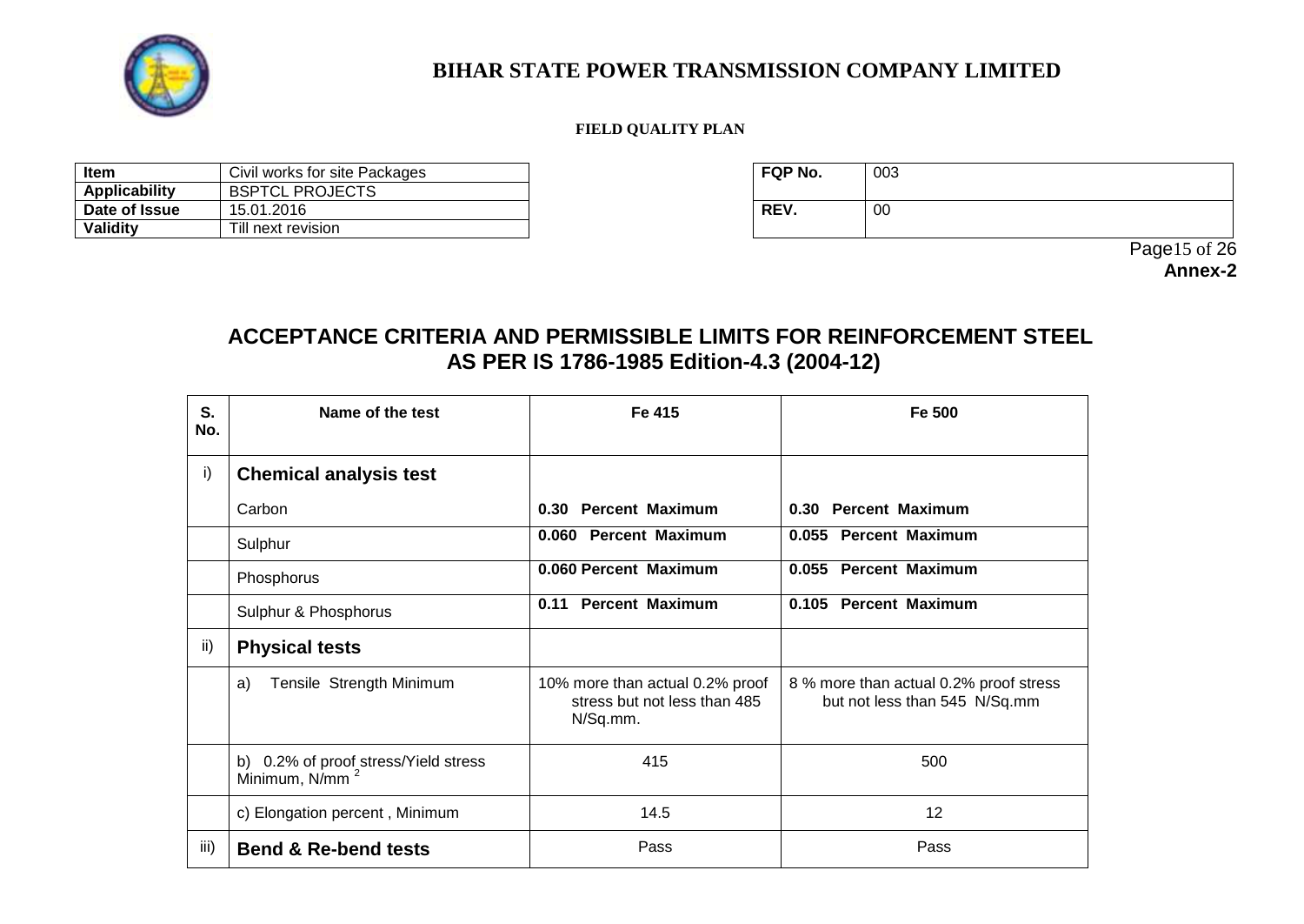# BIHAR STATE POWER TRANSMISSION COMPANY LIMITED

**FIELD QUALITY PLAN**

| **Item** | Civil works for site Packages |
|---|---|
| **Applicability** | BSPTCL PROJECTS |
| **Date of Issue** | 15.01.2016 |
| **Validity** | Till next revision |

| **FQP No.** | 003 |
|---|---|
| **REV.** | 00 |

**Annex-2**

## ACCEPTANCE CRITERIA AND PERMISSIBLE LIMITS FOR REINFORCEMENT STEEL AS PER IS 1786-1985 Edition-4.3 (2004-12)

| S. No. | Name of the test | Fe 415 | Fe 500 |
|---|---|---|---|
| i) | **Chemical analysis test** | | |
| | Carbon | **0.30 Percent Maximum** | **0.30 Percent Maximum** |
| | Sulphur | **0.060 Percent Maximum** | **0.055 Percent Maximum** |
| | Phosphorus | **0.060 Percent Maximum** | **0.055 Percent Maximum** |
| | Sulphur & Phosphorus | **0.11 Percent Maximum** | **0.105 Percent Maximum** |
| ii) | **Physical tests** | | |
| | a) Tensile Strength Minimum | 10% more than actual 0.2% proof stress but not less than 485 N/Sq.mm. | 8 % more than actual 0.2% proof stress but not less than 545 N/Sq.mm |
| | b) 0.2% of proof stress/Yield stress Minimum, $N/mm^2$ | 415 | 500 |
| | c) Elongation percent , Minimum | 14.5 | 12 |
| iii) | **Bend & Re-bend tests** | Pass | Pass |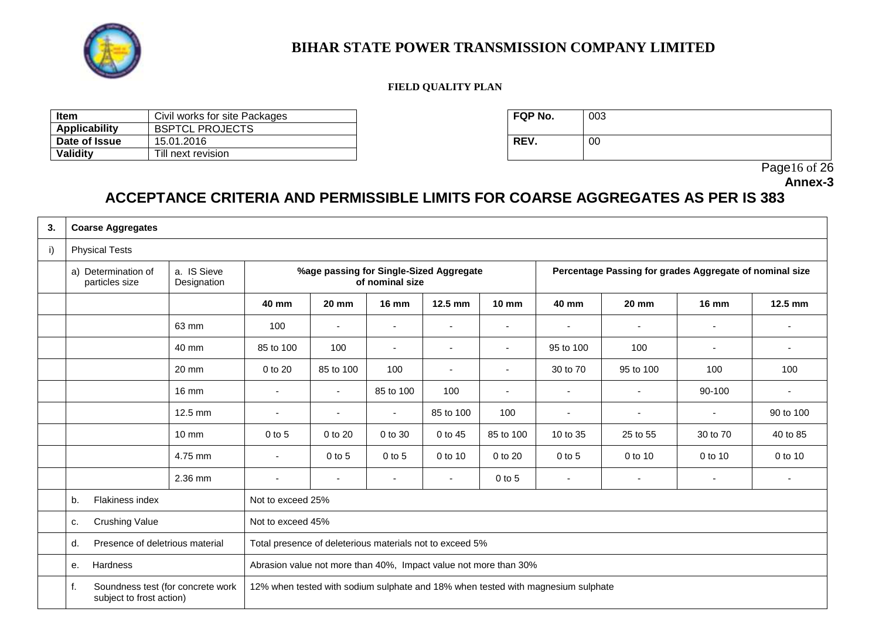# BIHAR STATE POWER TRANSMISSION COMPANY LIMITED

**FIELD QUALITY PLAN**

| **Item** | Civil works for site Packages |
|---|---|
| **Applicability** | BSPTCL PROJECTS |
| **Date of Issue** | 15.01.2016 |
| **Validity** | Till next revision |

| **FQP No.** | 003 |
|---|---|
| **REV.** | 00 |

**Annex-3**

## ACCEPTANCE CRITERIA AND PERMISSIBLE LIMITS FOR COARSE AGGREGATES AS PER IS 383

| **3.** | **Coarse Aggregates** | | | | | | | | | | | |
|---|---|---|---|---|---|---|---|---|---|---|---|---|
| i) | Physical Tests | | | | | | | | | | | |
| | a) Determination of particles size | a. IS Sieve Designation | **%age passing for Single-Sized Aggregate of nominal size** | | | | | **Percentage Passing for grades Aggregate of nominal size** | | | | |
| | | | **40 mm** | **20 mm** | **16 mm** | **12.5 mm** | **10 mm** | **40 mm** | **20 mm** | **16 mm** | **12.5 mm** |
| | | 63 mm | 100 | - | - | - | - | - | - | - | - |
| | | 40 mm | 85 to 100 | 100 | - | - | - | 95 to 100 | 100 | - | - |
| | | 20 mm | 0 to 20 | 85 to 100 | 100 | - | - | 30 to 70 | 95 to 100 | 100 | 100 |
| | | 16 mm | - | - | 85 to 100 | 100 | - | - | - | 90-100 | - |
| | | 12.5 mm | - | - | - | 85 to 100 | 100 | - | - | - | 90 to 100 |
| | | 10 mm | 0 to 5 | 0 to 20 | 0 to 30 | 0 to 45 | 85 to 100 | 10 to 35 | 25 to 55 | 30 to 70 | 40 to 85 |
| | | 4.75 mm | - | 0 to 5 | 0 to 5 | 0 to 10 | 0 to 20 | 0 to 5 | 0 to 10 | 0 to 10 | 0 to 10 |
| | | 2.36 mm | - | - | - | - | 0 to 5 | - | - | - | - |
| | b. Flakiness index | | Not to exceed 25% | | | | | | | | |
| | c. Crushing Value | | Not to exceed 45% | | | | | | | | |
| | d. Presence of deletrious material | | Total presence of deleterious materials not to exceed 5% | | | | | | | | |
| | e. Hardness | | Abrasion value not more than 40%, Impact value not more than 30% | | | | | | | | |
| | f. Soundness test (for concrete work subject to frost action) | | 12% when tested with sodium sulphate and 18% when tested with magnesium sulphate | | | | | | | | |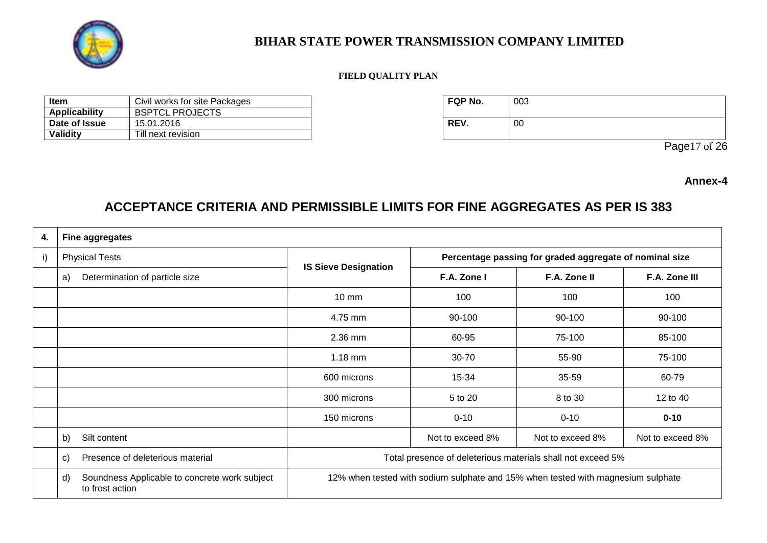**Annex-4**

## ACCEPTANCE CRITERIA AND PERMISSIBLE LIMITS FOR FINE AGGREGATES AS PER IS 383

| 4. | Fine aggregates | | | | |
|---|---|---|---|---|---|
| i) | Physical Tests | IS Sieve Designation | Percentage passing for graded aggregate of nominal size | | |
| | a) Determination of particle size | | F.A. Zone I | F.A. Zone II | F.A. Zone III |
| | | 10 mm | 100 | 100 | 100 |
| | | 4.75 mm | 90-100 | 90-100 | 90-100 |
| | | 2.36 mm | 60-95 | 75-100 | 85-100 |
| | | 1.18 mm | 30-70 | 55-90 | 75-100 |
| | | 600 microns | 15-34 | 35-59 | 60-79 |
| | | 300 microns | 5 to 20 | 8 to 30 | 12 to 40 |
| | | 150 microns | 0-10 | 0-10 | **0-10** |
| | b) Silt content | | Not to exceed 8% | Not to exceed 8% | Not to exceed 8% |
| | c) Presence of deleterious material | Total presence of deleterious materials shall not exceed 5% | | | |
| | d) Soundness Applicable to concrete work subject to frost action | 12% when tested with sodium sulphate and 15% when tested with magnesium sulphate | | | |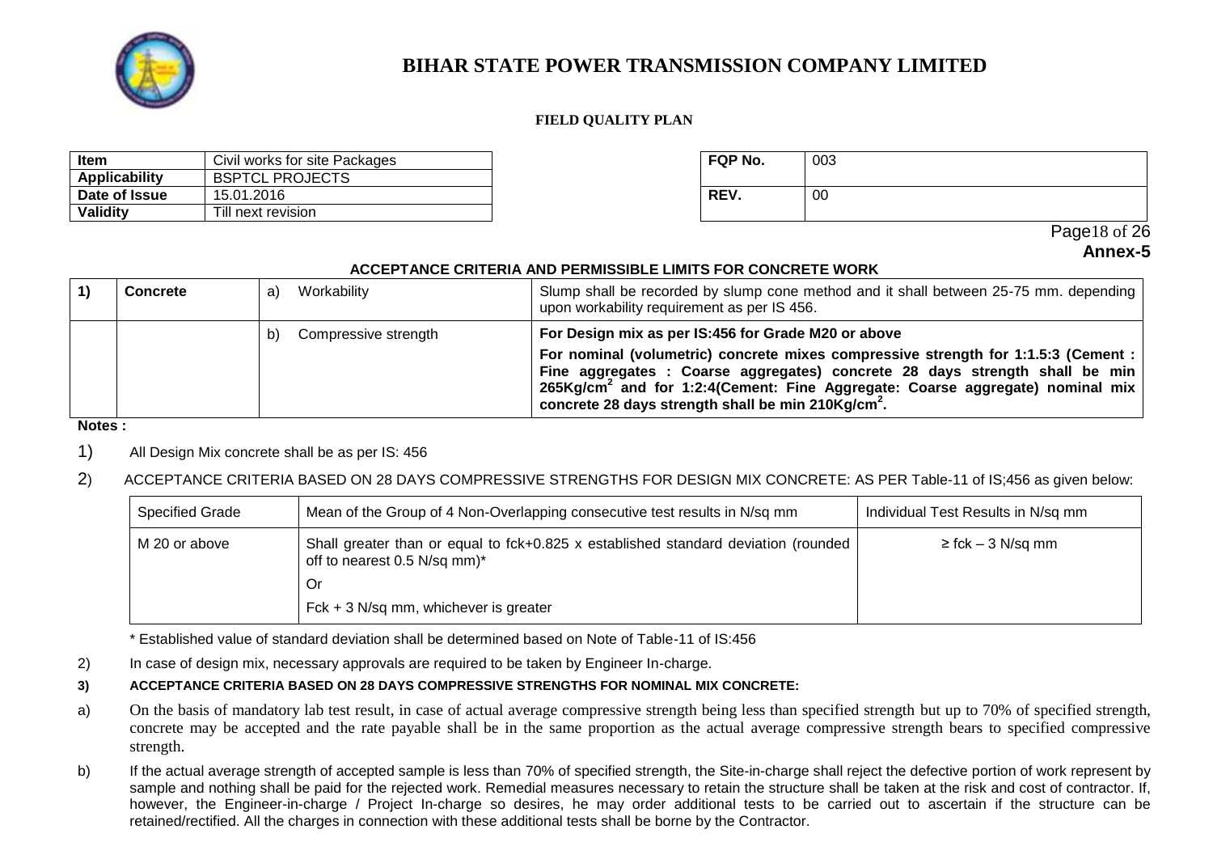# BIHAR STATE POWER TRANSMISSION COMPANY LIMITED

**FIELD QUALITY PLAN**

| Item | Civil works for site Packages |
|---|---|
| Applicability | BSPTCL PROJECTS |
| Date of Issue | 15.01.2016 |
| Validity | Till next revision |

| FQP No. | 003 |
|---|---|
| REV. | 00 |

**Annex-5**

**ACCEPTANCE CRITERIA AND PERMISSIBLE LIMITS FOR CONCRETE WORK**

| 1) | Concrete | a) Workability | Slump shall be recorded by slump cone method and it shall between 25-75 mm. depending upon workability requirement as per IS 456. |
|---|---|---|---|
| | | b) Compressive strength | **For Design mix as per IS:456 for Grade M20 or above**<br>**For nominal (volumetric) concrete mixes compressive strength for 1:1.5:3 (Cement : Fine aggregates : Coarse aggregates) concrete 28 days strength shall be min 265Kg/cm$^2$ and for 1:2:4(Cement: Fine Aggregate: Coarse aggregate) nominal mix concrete 28 days strength shall be min 210Kg/cm$^2$.** |

**Notes :**

1) All Design Mix concrete shall be as per IS: 456

2) ACCEPTANCE CRITERIA BASED ON 28 DAYS COMPRESSIVE STRENGTHS FOR DESIGN MIX CONCRETE: AS PER Table-11 of IS;456 as given below:

| Specified Grade | Mean of the Group of 4 Non-Overlapping consecutive test results in N/sq mm | Individual Test Results in N/sq mm |
|---|---|---|
| M 20 or above | Shall greater than or equal to fck+0.825 x established standard deviation (rounded off to nearest 0.5 N/sq mm)*<br>Or<br>Fck + 3 N/sq mm, whichever is greater | ≥ fck – 3 N/sq mm |

\* Established value of standard deviation shall be determined based on Note of Table-11 of IS:456

2) In case of design mix, necessary approvals are required to be taken by Engineer In-charge.

**3) ACCEPTANCE CRITERIA BASED ON 28 DAYS COMPRESSIVE STRENGTHS FOR NOMINAL MIX CONCRETE:**

a) On the basis of mandatory lab test result, in case of actual average compressive strength being less than specified strength but up to 70% of specified strength, concrete may be accepted and the rate payable shall be in the same proportion as the actual average compressive strength bears to specified compressive strength.

b) If the actual average strength of accepted sample is less than 70% of specified strength, the Site-in-charge shall reject the defective portion of work represent by sample and nothing shall be paid for the rejected work. Remedial measures necessary to retain the structure shall be taken at the risk and cost of contractor. If, however, the Engineer-in-charge / Project In-charge so desires, he may order additional tests to be carried out to ascertain if the structure can be retained/rectified. All the charges in connection with these additional tests shall be borne by the Contractor.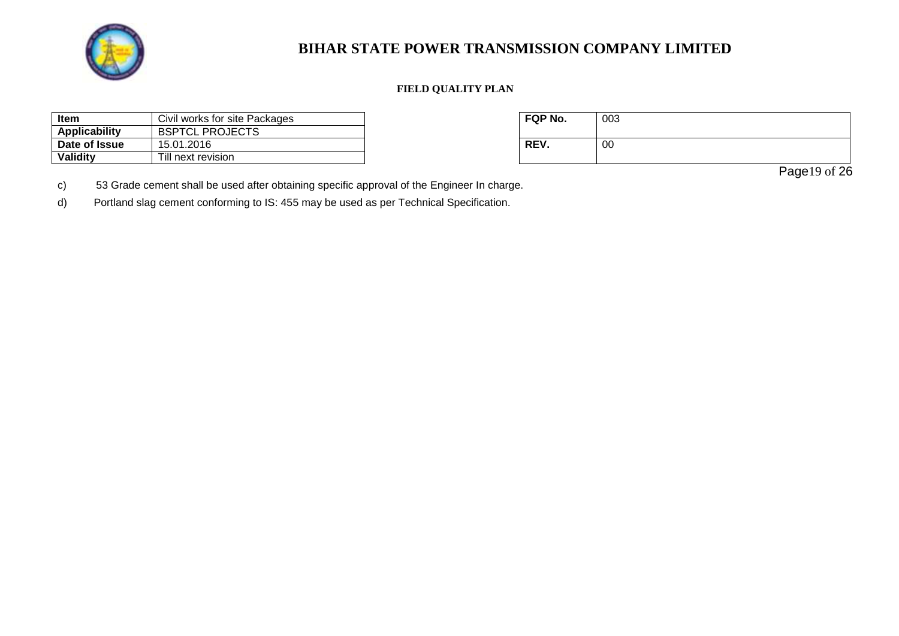c) 53 Grade cement shall be used after obtaining specific approval of the Engineer In charge.

d) Portland slag cement conforming to IS: 455 may be used as per Technical Specification.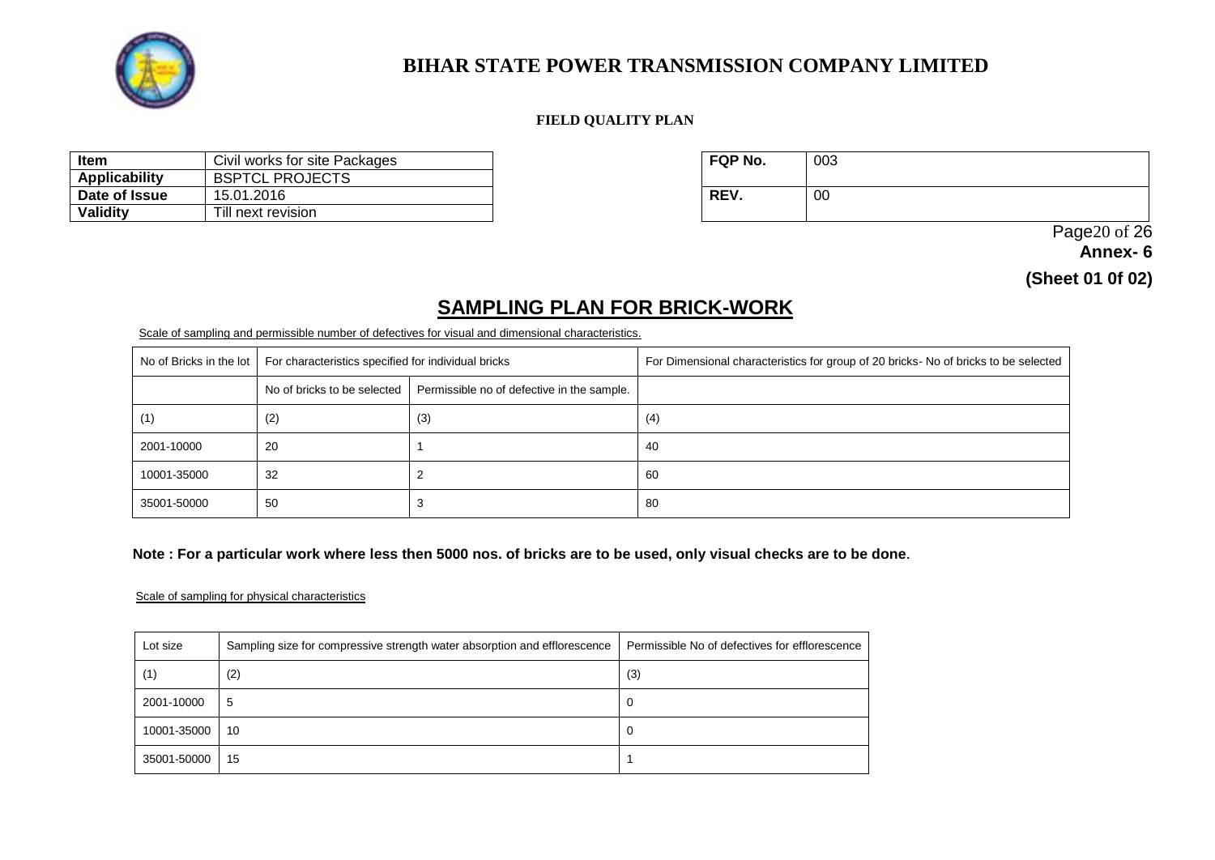# BIHAR STATE POWER TRANSMISSION COMPANY LIMITED

**FIELD QUALITY PLAN**

| **Item** | Civil works for site Packages |
|---|---|
| **Applicability** | BSPTCL PROJECTS |
| **Date of Issue** | 15.01.2016 |
| **Validity** | Till next revision |

| **FQP No.** | 003 |
|---|---|
| **REV.** | 00 |

**Annex- 6**

**(Sheet 01 0f 02)**

## SAMPLING PLAN FOR BRICK-WORK

Scale of sampling and permissible number of defectives for visual and dimensional characteristics.

| No of Bricks in the lot | For characteristics specified for individual bricks | | For Dimensional characteristics for group of 20 bricks- No of bricks to be selected |
|---|---|---|---|
| | No of bricks to be selected | Permissible no of defective in the sample. | |
| (1) | (2) | (3) | (4) |
| 2001-10000 | 20 | 1 | 40 |
| 10001-35000 | 32 | 2 | 60 |
| 35001-50000 | 50 | 3 | 80 |

**Note : For a particular work where less then 5000 nos. of bricks are to be used, only visual checks are to be done**.

Scale of sampling for physical characteristics

| Lot size | Sampling size for compressive strength water absorption and efflorescence | Permissible No of defectives for efflorescence |
|---|---|---|
| (1) | (2) | (3) |
| 2001-10000 | 5 | 0 |
| 10001-35000 | 10 | 0 |
| 35001-50000 | 15 | 1 |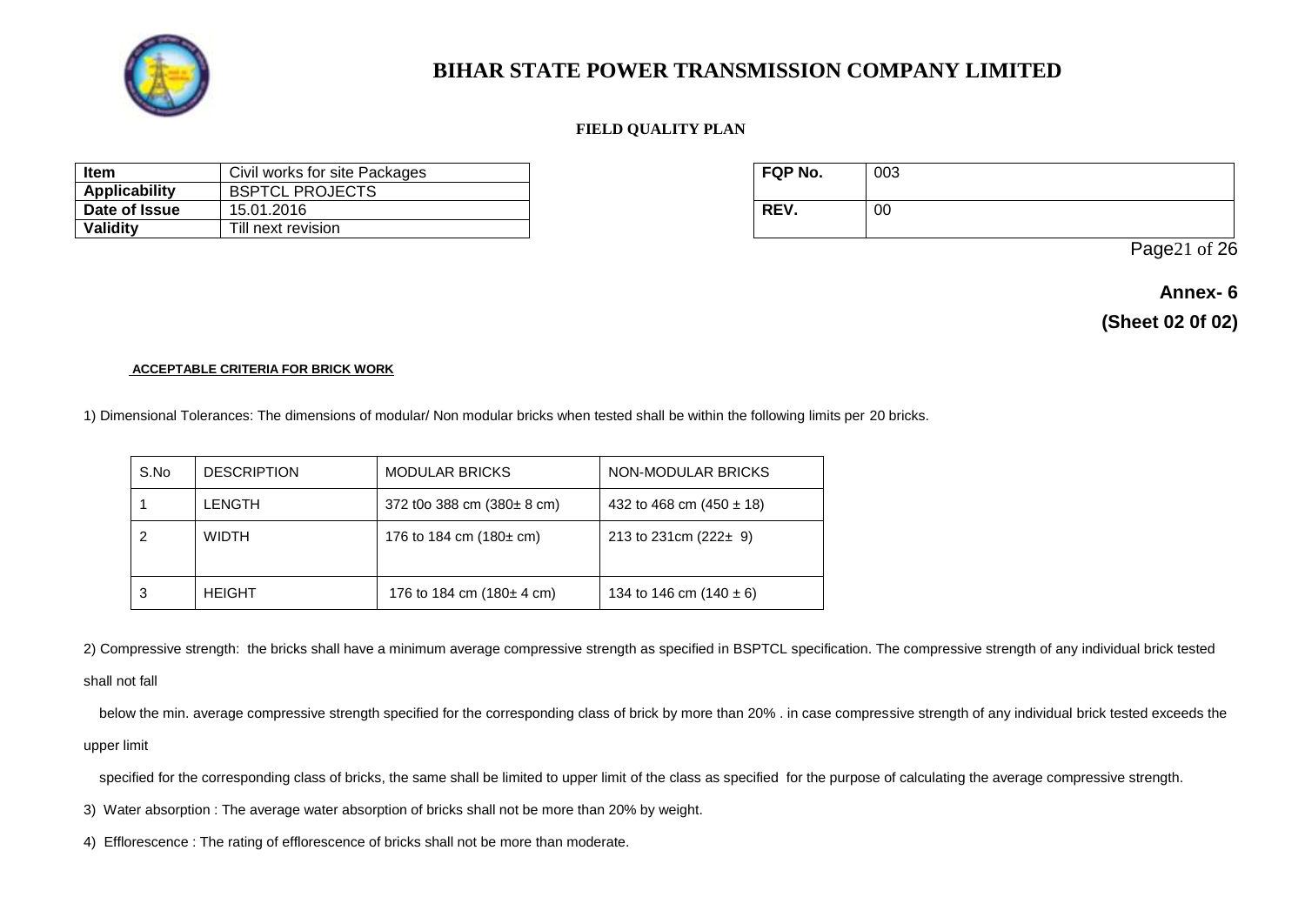# BIHAR STATE POWER TRANSMISSION COMPANY LIMITED

**FIELD QUALITY PLAN**

| **Item** | Civil works for site Packages |
|---|---|
| **Applicability** | BSPTCL PROJECTS |
| **Date of Issue** | 15.01.2016 |
| **Validity** | Till next revision |

| **FQP No.** | 003 |
|---|---|
| **REV.** | 00 |

**Annex- 6**

**(Sheet 02 0f 02)**

**ACCEPTABLE CRITERIA FOR BRICK WORK**

1) Dimensional Tolerances: The dimensions of modular/ Non modular bricks when tested shall be within the following limits per 20 bricks.

| S.No | DESCRIPTION | MODULAR BRICKS | NON-MODULAR BRICKS |
|---|---|---|---|
| 1 | LENGTH | 372 t0o 388 cm (380± 8 cm) | 432 to 468 cm (450 ± 18) |
| 2 | WIDTH | 176 to 184 cm (180± cm) | 213 to 231cm (222± 9) |
| 3 | HEIGHT | 176 to 184 cm (180± 4 cm) | 134 to 146 cm (140 ± 6) |

2) Compressive strength: the bricks shall have a minimum average compressive strength as specified in BSPTCL specification. The compressive strength of any individual brick tested shall not fall below the min. average compressive strength specified for the corresponding class of brick by more than 20% . in case compressive strength of any individual brick tested exceeds the upper limit specified for the corresponding class of bricks, the same shall be limited to upper limit of the class as specified for the purpose of calculating the average compressive strength.

3) Water absorption : The average water absorption of bricks shall not be more than 20% by weight.

4) Efflorescence : The rating of efflorescence of bricks shall not be more than moderate.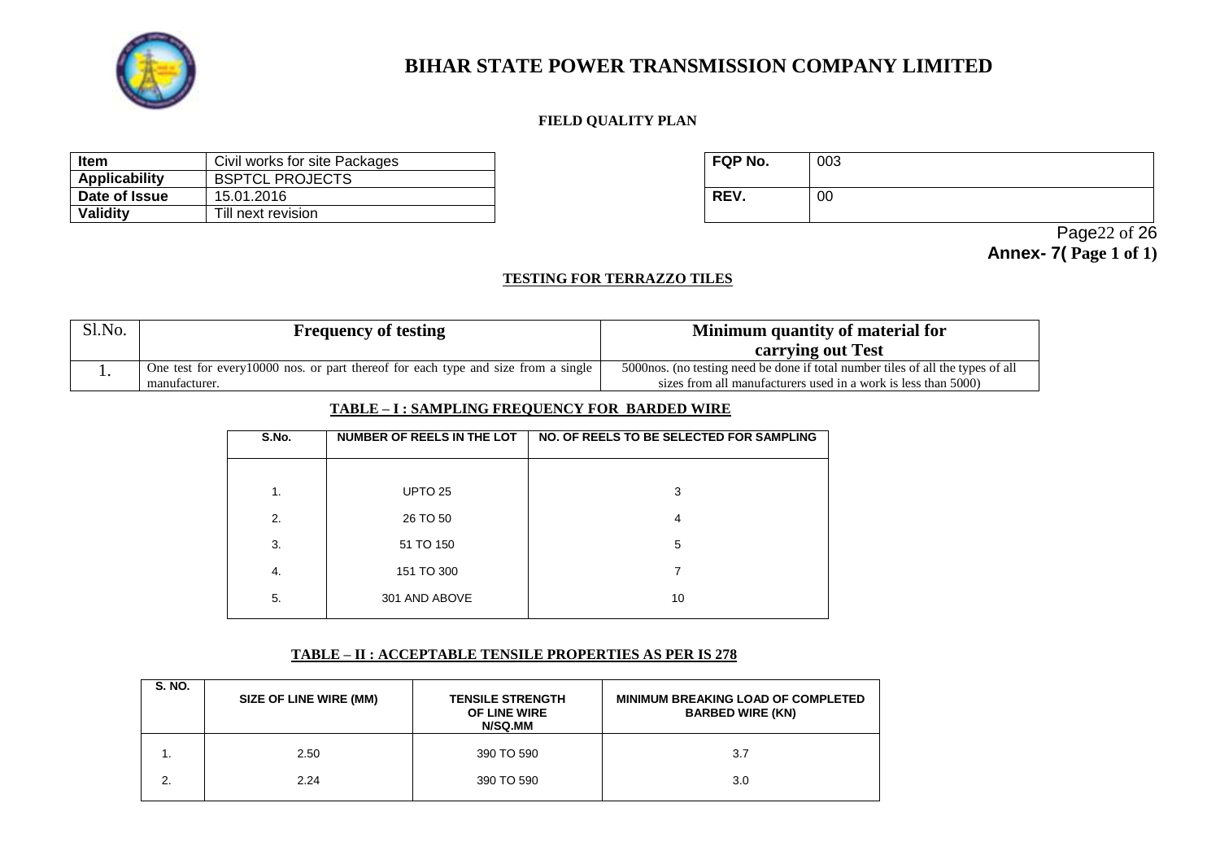# BIHAR STATE POWER TRANSMISSION COMPANY LIMITED

**FIELD QUALITY PLAN**

| Item | Civil works for site Packages |
|---|---|
| Applicability | BSPTCL PROJECTS |
| Date of Issue | 15.01.2016 |
| Validity | Till next revision |

| FQP No. | 003 |
|---|---|
| REV. | 00 |

**Annex- 7( Page 1 of 1)**

## TESTING FOR TERRAZZO TILES

| Sl.No. | Frequency of testing | Minimum quantity of material for carrying out Test |
|---|---|---|
| 1. | One test for every10000 nos. or part thereof for each type and size from a single manufacturer. | 5000nos. (no testing need be done if total number tiles of all the types of all sizes from all manufacturers used in a work is less than 5000) |

## TABLE – I : SAMPLING FREQUENCY FOR BARDED WIRE

| S.No. | NUMBER OF REELS IN THE LOT | NO. OF REELS TO BE SELECTED FOR SAMPLING |
|---|---|---|
| 1. | UPTO 25 | 3 |
| 2. | 26 TO 50 | 4 |
| 3. | 51 TO 150 | 5 |
| 4. | 151 TO 300 | 7 |
| 5. | 301 AND ABOVE | 10 |

## TABLE – II : ACCEPTABLE TENSILE PROPERTIES AS PER IS 278

| S. NO. | SIZE OF LINE WIRE (MM) | TENSILE STRENGTH OF LINE WIRE N/SQ.MM | MINIMUM BREAKING LOAD OF COMPLETED BARBED WIRE (KN) |
|---|---|---|---|
| 1. | 2.50 | 390 TO 590 | 3.7 |
| 2. | 2.24 | 390 TO 590 | 3.0 |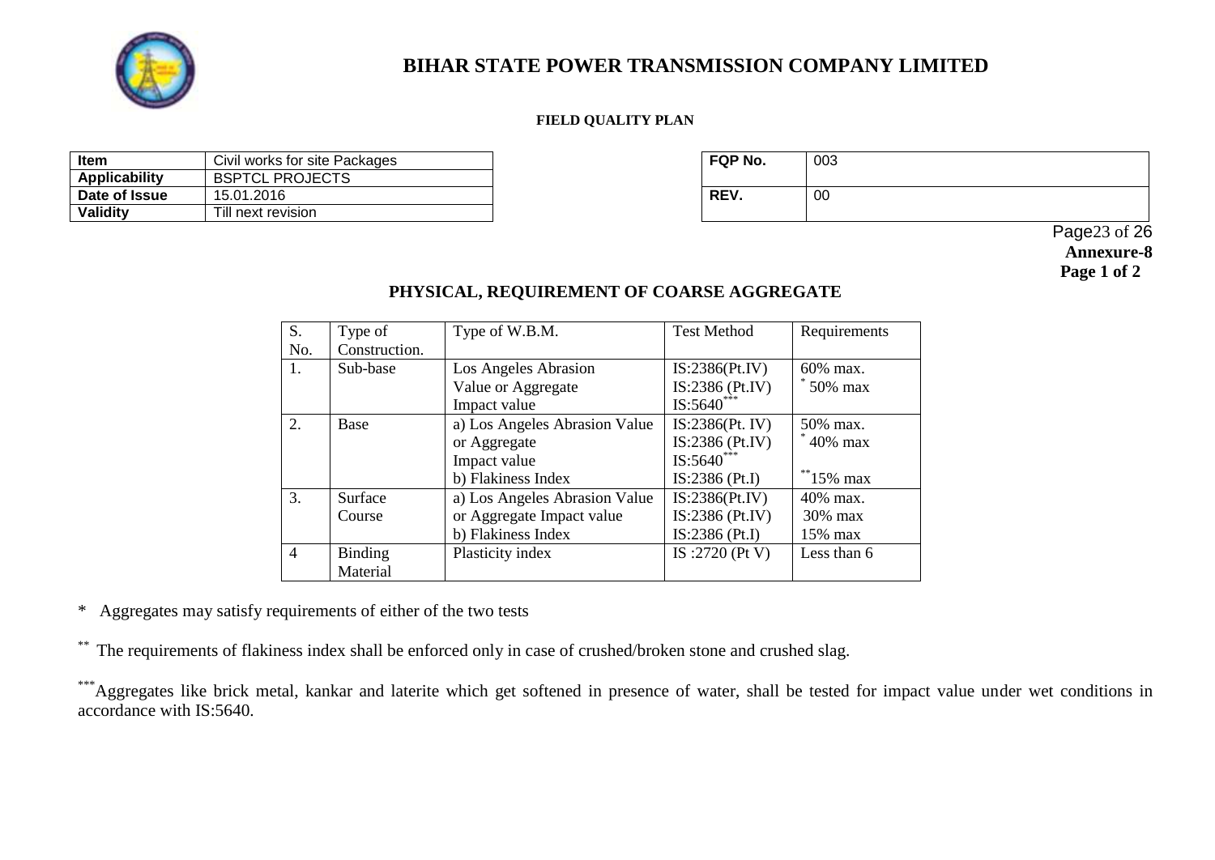# BIHAR STATE POWER TRANSMISSION COMPANY LIMITED

**FIELD QUALITY PLAN**

| Item | Civil works for site Packages |
|---|---|
| Applicability | BSPTCL PROJECTS |
| Date of Issue | 15.01.2016 |
| Validity | Till next revision |

| FQP No. | 003 |
|---|---|
| REV. | 00 |

**Annexure-8**
**Page 1 of 2**

## PHYSICAL, REQUIREMENT OF COARSE AGGREGATE

| S. No. | Type of Construction. | Type of W.B.M. | Test Method | Requirements |
|---|---|---|---|---|
| 1. | Sub-base | Los Angeles Abrasion Value or Aggregate Impact value | IS:2386(Pt.IV)<br>IS:2386 (Pt.IV)<br>IS:5640*** | 60% max.<br>* 50% max |
| 2. | Base | a) Los Angeles Abrasion Value or Aggregate Impact value<br>b) Flakiness Index | IS:2386(Pt. IV)<br>IS:2386 (Pt.IV)<br>IS:5640***<br>IS:2386 (Pt.I) | 50% max.<br>* 40% max<br><br>**15% max |
| 3. | Surface Course | a) Los Angeles Abrasion Value or Aggregate Impact value<br>b) Flakiness Index | IS:2386(Pt.IV)<br>IS:2386 (Pt.IV)<br>IS:2386 (Pt.I) | 40% max.<br>30% max<br>15% max |
| 4 | Binding Material | Plasticity index | IS :2720 (Pt V) | Less than 6 |

\* Aggregates may satisfy requirements of either of the two tests

** The requirements of flakiness index shall be enforced only in case of crushed/broken stone and crushed slag.

*** Aggregates like brick metal, kankar and laterite which get softened in presence of water, shall be tested for impact value under wet conditions in accordance with IS:5640.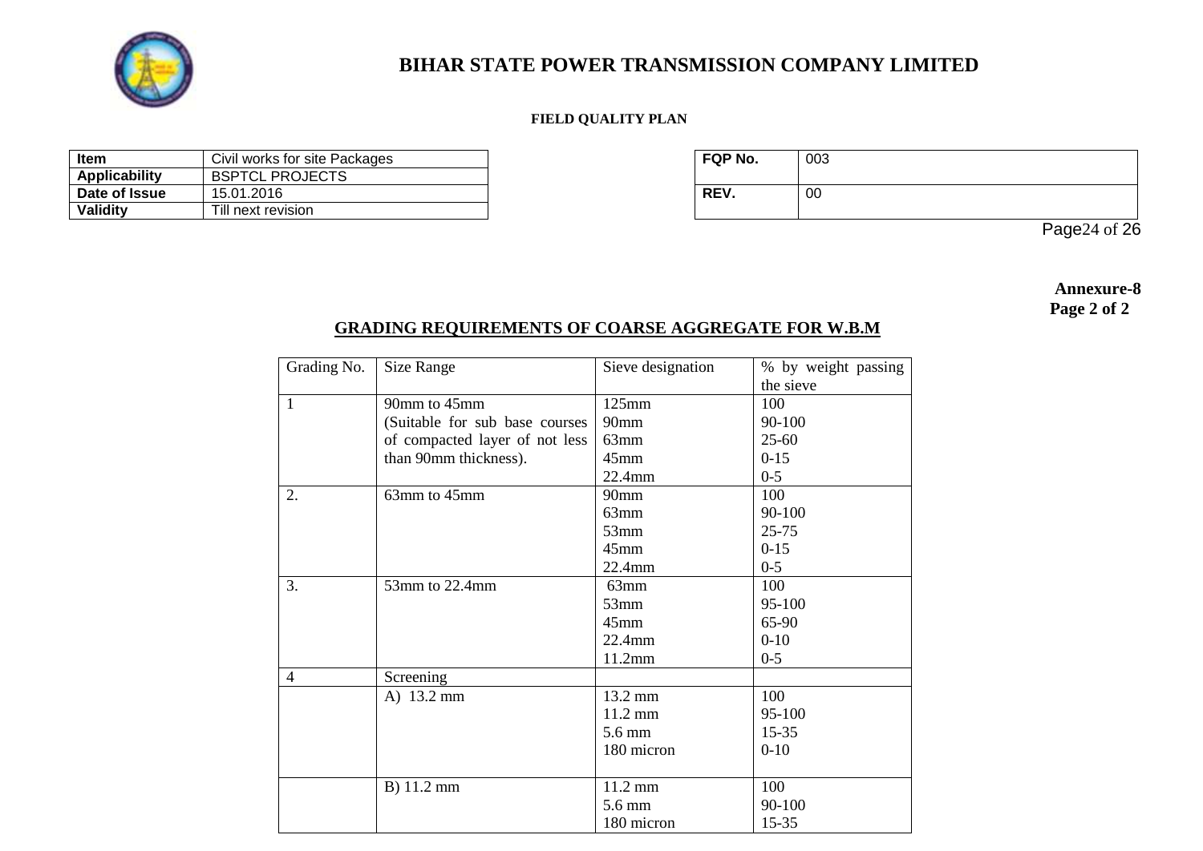**Annexure-8**
**Page 2 of 2**

## GRADING REQUIREMENTS OF COARSE AGGREGATE FOR W.B.M

| Grading No. | Size Range | Sieve designation | % by weight passing the sieve |
|---|---|---|---|
| 1 | 90mm to 45mm (Suitable for sub base courses of compacted layer of not less than 90mm thickness). | 125mm<br>90mm<br>63mm<br>45mm<br>22.4mm | 100<br>90-100<br>25-60<br>0-15<br>0-5 |
| 2. | 63mm to 45mm | 90mm<br>63mm<br>53mm<br>45mm<br>22.4mm | 100<br>90-100<br>25-75<br>0-15<br>0-5 |
| 3. | 53mm to 22.4mm | 63mm<br>53mm<br>45mm<br>22.4mm<br>11.2mm | 100<br>95-100<br>65-90<br>0-10<br>0-5 |
| 4 | Screening | | |
| | A) 13.2 mm | 13.2 mm<br>11.2 mm<br>5.6 mm<br>180 micron | 100<br>95-100<br>15-35<br>0-10 |
| | B) 11.2 mm | 11.2 mm<br>5.6 mm<br>180 micron | 100<br>90-100<br>15-35 |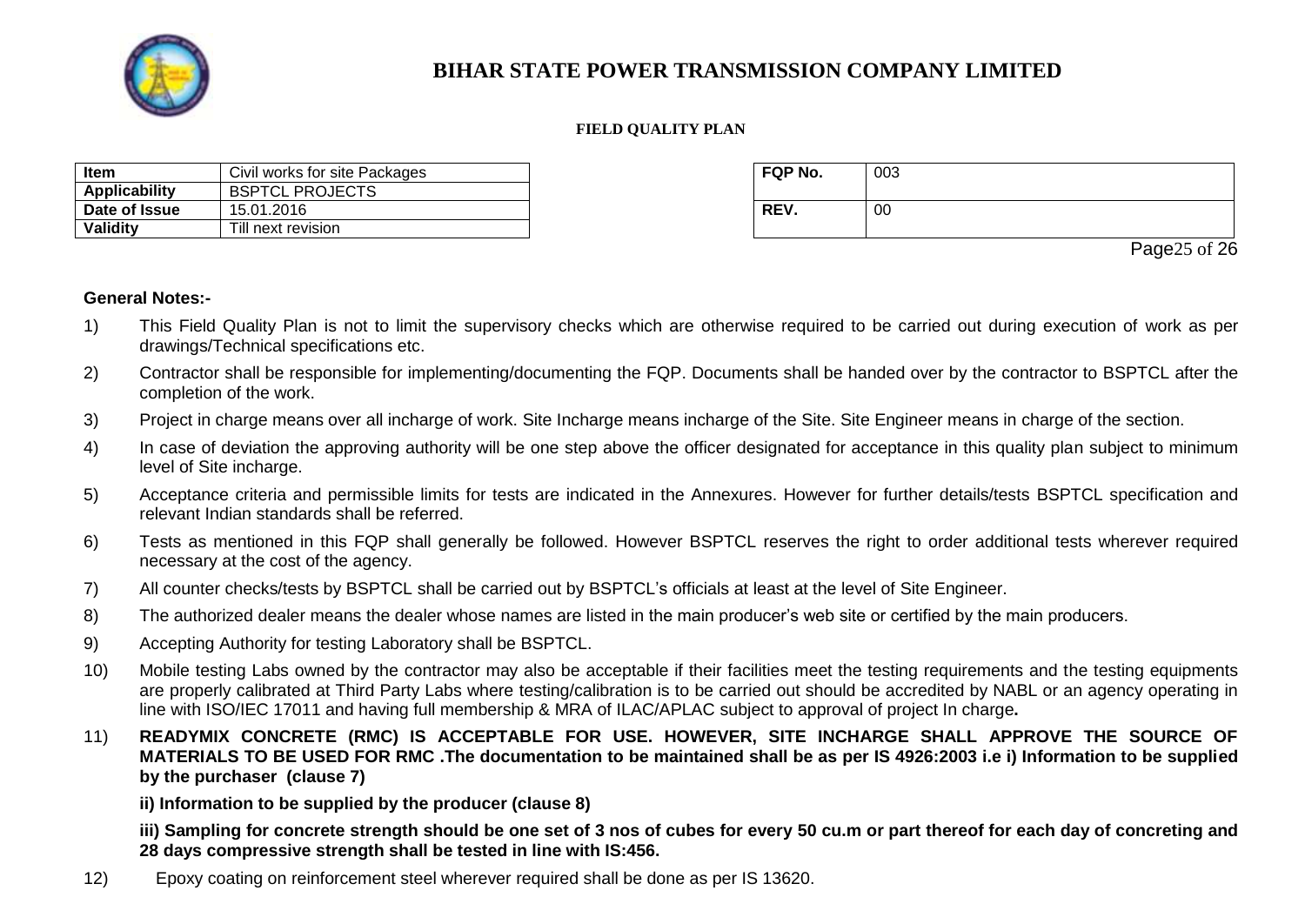# BIHAR STATE POWER TRANSMISSION COMPANY LIMITED

**FIELD QUALITY PLAN**

| Item | Civil works for site Packages |
|---|---|
| Applicability | BSPTCL PROJECTS |
| Date of Issue | 15.01.2016 |
| Validity | Till next revision |

| FQP No. | 003 |
|---|---|
| REV. | 00 |

**General Notes:-**

1) This Field Quality Plan is not to limit the supervisory checks which are otherwise required to be carried out during execution of work as per drawings/Technical specifications etc.

2) Contractor shall be responsible for implementing/documenting the FQP. Documents shall be handed over by the contractor to BSPTCL after the completion of the work.

3) Project in charge means over all incharge of work. Site Incharge means incharge of the Site. Site Engineer means in charge of the section.

4) In case of deviation the approving authority will be one step above the officer designated for acceptance in this quality plan subject to minimum level of Site incharge.

5) Acceptance criteria and permissible limits for tests are indicated in the Annexures. However for further details/tests BSPTCL specification and relevant Indian standards shall be referred.

6) Tests as mentioned in this FQP shall generally be followed. However BSPTCL reserves the right to order additional tests wherever required necessary at the cost of the agency.

7) All counter checks/tests by BSPTCL shall be carried out by BSPTCL's officials at least at the level of Site Engineer.

8) The authorized dealer means the dealer whose names are listed in the main producer's web site or certified by the main producers.

9) Accepting Authority for testing Laboratory shall be BSPTCL.

10) Mobile testing Labs owned by the contractor may also be acceptable if their facilities meet the testing requirements and the testing equipments are properly calibrated at Third Party Labs where testing/calibration is to be carried out should be accredited by NABL or an agency operating in line with ISO/IEC 17011 and having full membership & MRA of ILAC/APLAC subject to approval of project In charge**.**

11) **READYMIX CONCRETE (RMC) IS ACCEPTABLE FOR USE. HOWEVER, SITE INCHARGE SHALL APPROVE THE SOURCE OF MATERIALS TO BE USED FOR RMC .The documentation to be maintained shall be as per IS 4926:2003 i.e i) Information to be supplied by the purchaser (clause 7)**

 **ii) Information to be supplied by the producer (clause 8)**

 **iii) Sampling for concrete strength should be one set of 3 nos of cubes for every 50 cu.m or part thereof for each day of concreting and 28 days compressive strength shall be tested in line with IS:456.**

12) Epoxy coating on reinforcement steel wherever required shall be done as per IS 13620.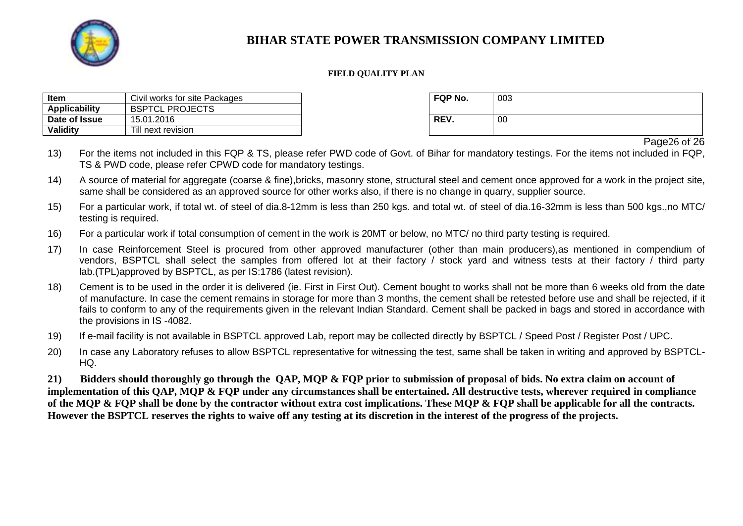13) For the items not included in this FQP & TS, please refer PWD code of Govt. of Bihar for mandatory testings. For the items not included in FQP, TS & PWD code, please refer CPWD code for mandatory testings.

14) A source of material for aggregate (coarse & fine),bricks, masonry stone, structural steel and cement once approved for a work in the project site, same shall be considered as an approved source for other works also, if there is no change in quarry, supplier source.

15) For a particular work, if total wt. of steel of dia.8-12mm is less than 250 kgs. and total wt. of steel of dia.16-32mm is less than 500 kgs.,no MTC/ testing is required.

16) For a particular work if total consumption of cement in the work is 20MT or below, no MTC/ no third party testing is required.

17) In case Reinforcement Steel is procured from other approved manufacturer (other than main producers),as mentioned in compendium of vendors, BSPTCL shall select the samples from offered lot at their factory / stock yard and witness tests at their factory / third party lab.(TPL)approved by BSPTCL, as per IS:1786 (latest revision).

18) Cement is to be used in the order it is delivered (ie. First in First Out). Cement bought to works shall not be more than 6 weeks old from the date of manufacture. In case the cement remains in storage for more than 3 months, the cement shall be retested before use and shall be rejected, if it fails to conform to any of the requirements given in the relevant Indian Standard. Cement shall be packed in bags and stored in accordance with the provisions in IS -4082.

19) If e-mail facility is not available in BSPTCL approved Lab, report may be collected directly by BSPTCL / Speed Post / Register Post / UPC.

20) In case any Laboratory refuses to allow BSPTCL representative for witnessing the test, same shall be taken in writing and approved by BSPTCL-HQ.

**21) Bidders should thoroughly go through the QAP, MQP & FQP prior to submission of proposal of bids. No extra claim on account of implementation of this QAP, MQP & FQP under any circumstances shall be entertained. All destructive tests, wherever required in compliance of the MQP & FQP shall be done by the contractor without extra cost implications. These MQP & FQP shall be applicable for all the contracts. However the BSPTCL reserves the rights to waive off any testing at its discretion in the interest of the progress of the projects.**